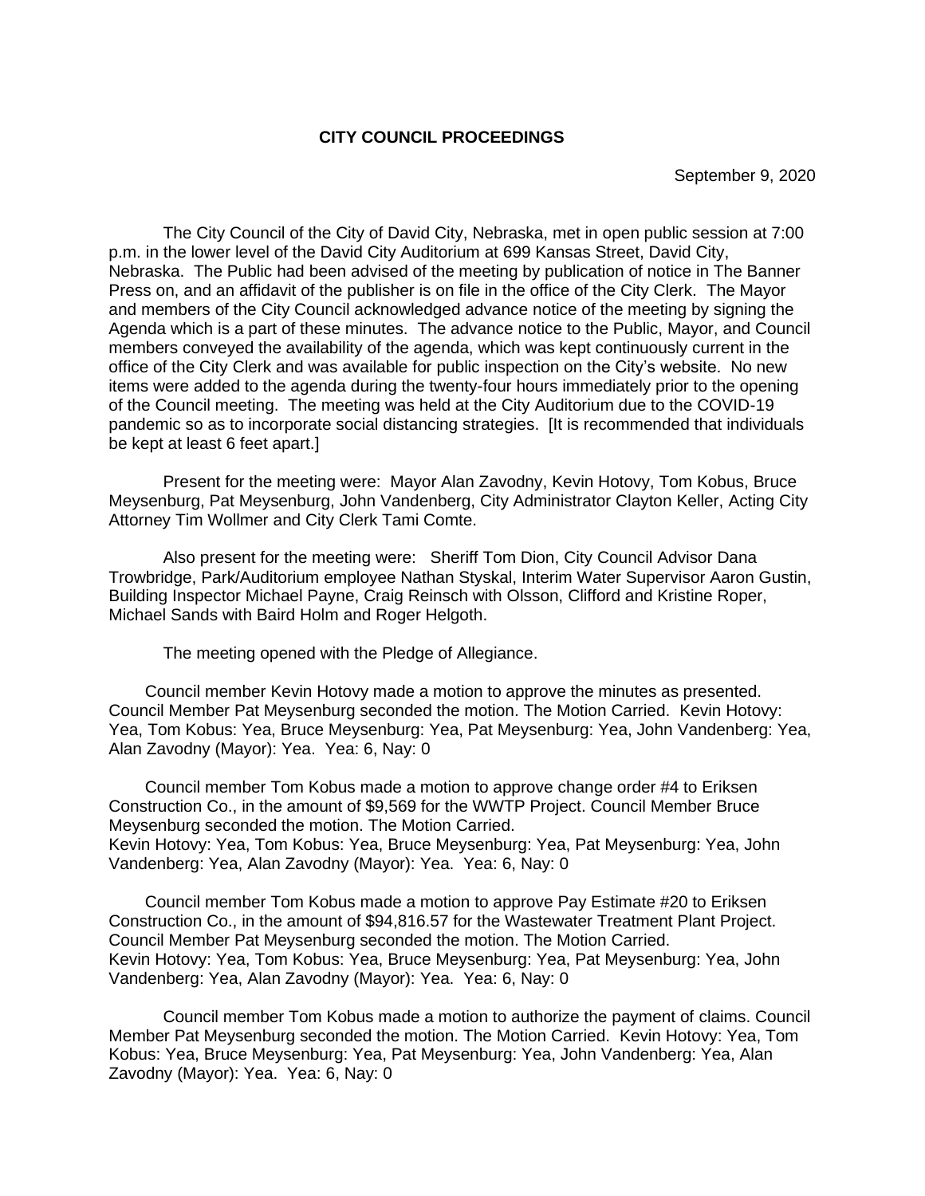**CITY COUNCIL PROCEEDINGS**

September 9, 2020

The City Council of the City of David City, Nebraska, met in open public session at 7:00 p.m. in the lower level of the David City Auditorium at 699 Kansas Street, David City, Nebraska. The Public had been advised of the meeting by publication of notice in The Banner Press on, and an affidavit of the publisher is on file in the office of the City Clerk. The Mayor and members of the City Council acknowledged advance notice of the meeting by signing the Agenda which is a part of these minutes. The advance notice to the Public, Mayor, and Council members conveyed the availability of the agenda, which was kept continuously current in the office of the City Clerk and was available for public inspection on the City's website. No new items were added to the agenda during the twenty-four hours immediately prior to the opening of the Council meeting. The meeting was held at the City Auditorium due to the COVID-19 pandemic so as to incorporate social distancing strategies. [It is recommended that individuals be kept at least 6 feet apart.]

Present for the meeting were: Mayor Alan Zavodny, Kevin Hotovy, Tom Kobus, Bruce Meysenburg, Pat Meysenburg, John Vandenberg, City Administrator Clayton Keller, Acting City Attorney Tim Wollmer and City Clerk Tami Comte.

Also present for the meeting were: Sheriff Tom Dion, City Council Advisor Dana Trowbridge, Park/Auditorium employee Nathan Styskal, Interim Water Supervisor Aaron Gustin, Building Inspector Michael Payne, Craig Reinsch with Olsson, Clifford and Kristine Roper, Michael Sands with Baird Holm and Roger Helgoth.

The meeting opened with the Pledge of Allegiance.

Council member Kevin Hotovy made a motion to approve the minutes as presented. Council Member Pat Meysenburg seconded the motion. The Motion Carried. Kevin Hotovy: Yea, Tom Kobus: Yea, Bruce Meysenburg: Yea, Pat Meysenburg: Yea, John Vandenberg: Yea, Alan Zavodny (Mayor): Yea. Yea: 6, Nay: 0

Council member Tom Kobus made a motion to approve change order #4 to Eriksen Construction Co., in the amount of $9,569 for the WWTP Project. Council Member Bruce Meysenburg seconded the motion. The Motion Carried.
Kevin Hotovy: Yea, Tom Kobus: Yea, Bruce Meysenburg: Yea, Pat Meysenburg: Yea, John Vandenberg: Yea, Alan Zavodny (Mayor): Yea. Yea: 6, Nay: 0

Council member Tom Kobus made a motion to approve Pay Estimate #20 to Eriksen Construction Co., in the amount of $94,816.57 for the Wastewater Treatment Plant Project. Council Member Pat Meysenburg seconded the motion. The Motion Carried.
Kevin Hotovy: Yea, Tom Kobus: Yea, Bruce Meysenburg: Yea, Pat Meysenburg: Yea, John Vandenberg: Yea, Alan Zavodny (Mayor): Yea. Yea: 6, Nay: 0

Council member Tom Kobus made a motion to authorize the payment of claims. Council Member Pat Meysenburg seconded the motion. The Motion Carried. Kevin Hotovy: Yea, Tom Kobus: Yea, Bruce Meysenburg: Yea, Pat Meysenburg: Yea, John Vandenberg: Yea, Alan Zavodny (Mayor): Yea. Yea: 6, Nay: 0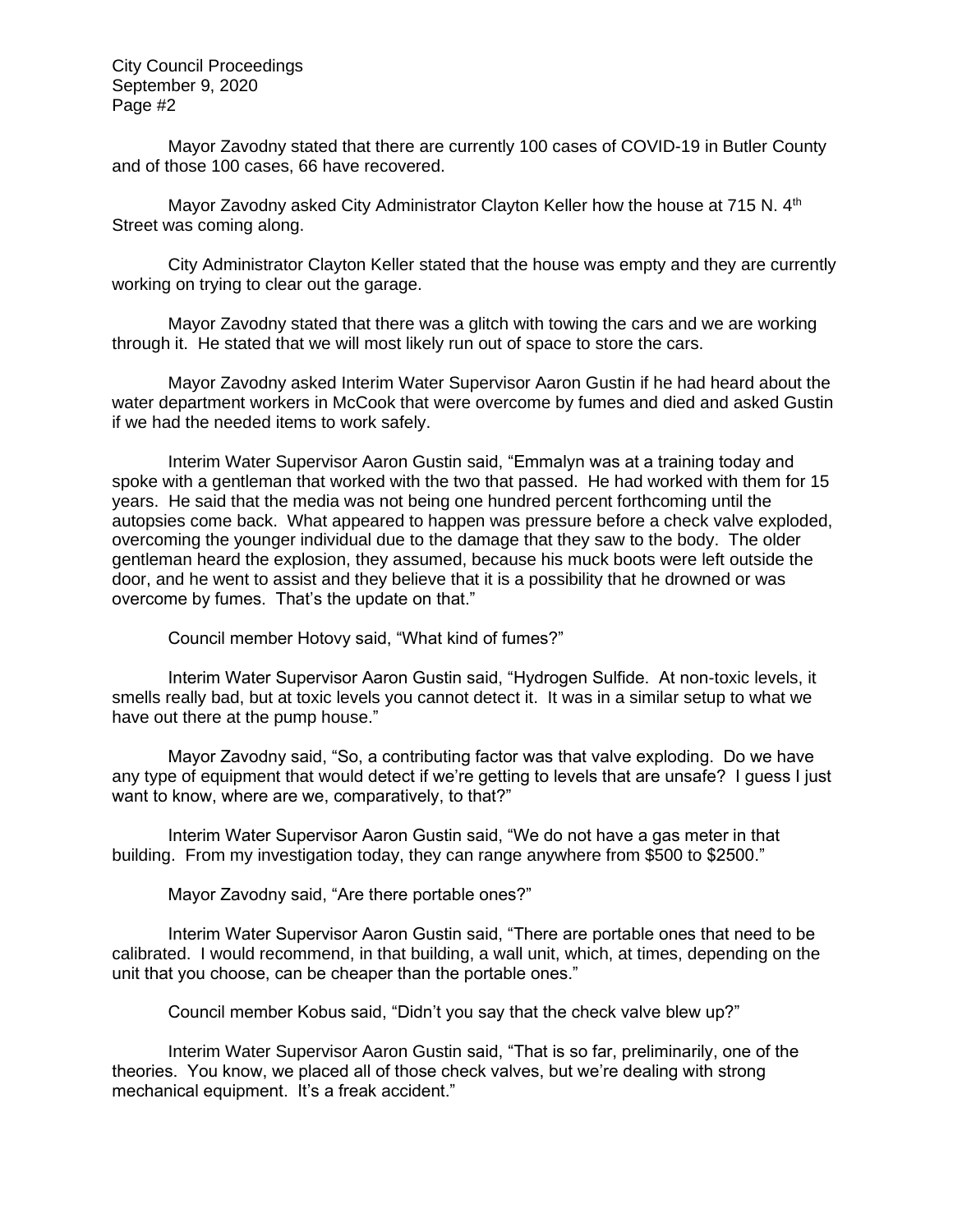Mayor Zavodny stated that there are currently 100 cases of COVID-19 in Butler County and of those 100 cases, 66 have recovered.

Mayor Zavodny asked City Administrator Clayton Keller how the house at 715 N. 4th Street was coming along.

City Administrator Clayton Keller stated that the house was empty and they are currently working on trying to clear out the garage.

Mayor Zavodny stated that there was a glitch with towing the cars and we are working through it. He stated that we will most likely run out of space to store the cars.

Mayor Zavodny asked Interim Water Supervisor Aaron Gustin if he had heard about the water department workers in McCook that were overcome by fumes and died and asked Gustin if we had the needed items to work safely.

Interim Water Supervisor Aaron Gustin said, "Emmalyn was at a training today and spoke with a gentleman that worked with the two that passed. He had worked with them for 15 years. He said that the media was not being one hundred percent forthcoming until the autopsies come back. What appeared to happen was pressure before a check valve exploded, overcoming the younger individual due to the damage that they saw to the body. The older gentleman heard the explosion, they assumed, because his muck boots were left outside the door, and he went to assist and they believe that it is a possibility that he drowned or was overcome by fumes. That's the update on that."

Council member Hotovy said, "What kind of fumes?"

Interim Water Supervisor Aaron Gustin said, "Hydrogen Sulfide. At non-toxic levels, it smells really bad, but at toxic levels you cannot detect it. It was in a similar setup to what we have out there at the pump house."

Mayor Zavodny said, "So, a contributing factor was that valve exploding. Do we have any type of equipment that would detect if we're getting to levels that are unsafe? I guess I just want to know, where are we, comparatively, to that?"

Interim Water Supervisor Aaron Gustin said, "We do not have a gas meter in that building. From my investigation today, they can range anywhere from $500 to $2500."

Mayor Zavodny said, "Are there portable ones?"

Interim Water Supervisor Aaron Gustin said, "There are portable ones that need to be calibrated. I would recommend, in that building, a wall unit, which, at times, depending on the unit that you choose, can be cheaper than the portable ones."

Council member Kobus said, "Didn't you say that the check valve blew up?"

Interim Water Supervisor Aaron Gustin said, "That is so far, preliminarily, one of the theories. You know, we placed all of those check valves, but we're dealing with strong mechanical equipment. It's a freak accident."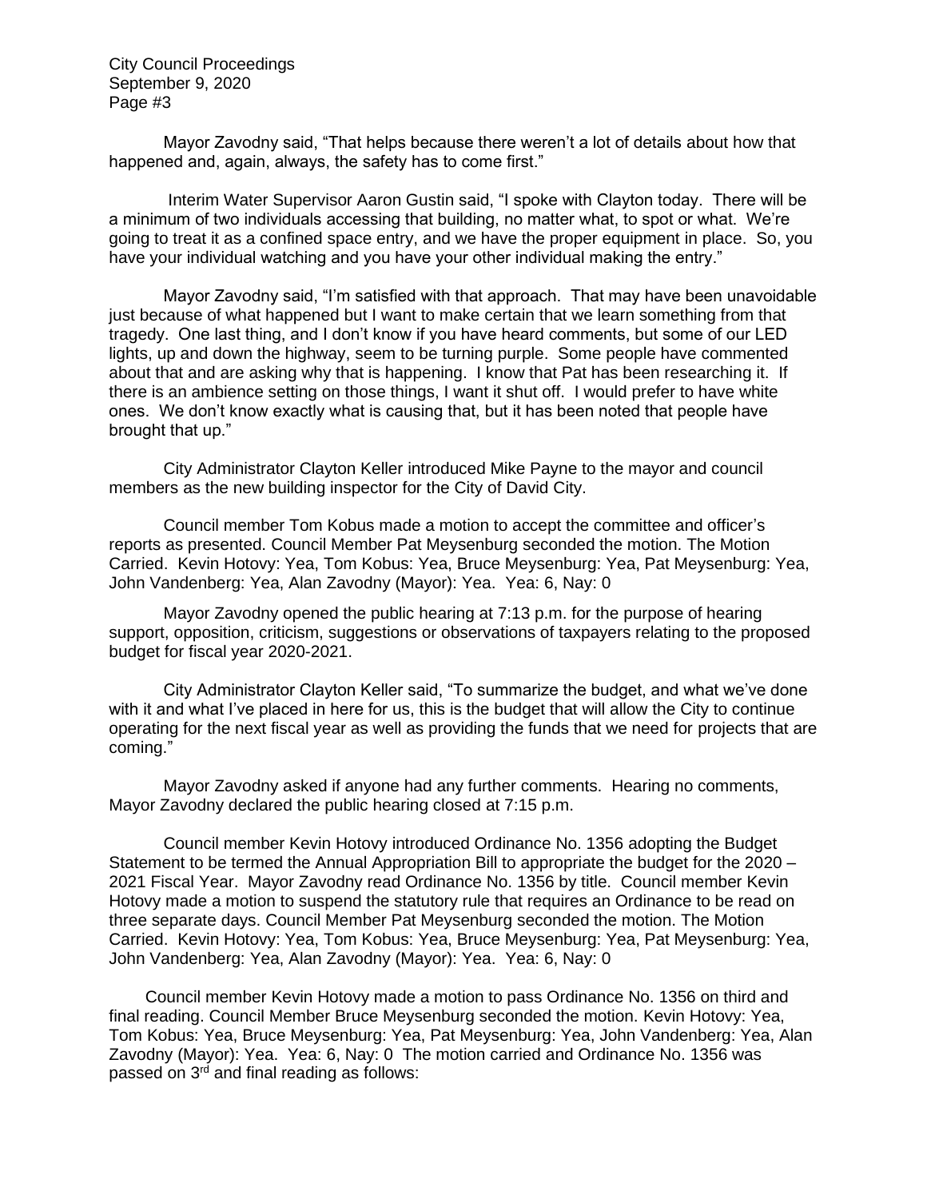Mayor Zavodny said, "That helps because there weren't a lot of details about how that happened and, again, always, the safety has to come first."

Interim Water Supervisor Aaron Gustin said, "I spoke with Clayton today. There will be a minimum of two individuals accessing that building, no matter what, to spot or what. We're going to treat it as a confined space entry, and we have the proper equipment in place. So, you have your individual watching and you have your other individual making the entry."

Mayor Zavodny said, "I'm satisfied with that approach. That may have been unavoidable just because of what happened but I want to make certain that we learn something from that tragedy. One last thing, and I don't know if you have heard comments, but some of our LED lights, up and down the highway, seem to be turning purple. Some people have commented about that and are asking why that is happening. I know that Pat has been researching it. If there is an ambience setting on those things, I want it shut off. I would prefer to have white ones. We don't know exactly what is causing that, but it has been noted that people have brought that up."

City Administrator Clayton Keller introduced Mike Payne to the mayor and council members as the new building inspector for the City of David City.

Council member Tom Kobus made a motion to accept the committee and officer's reports as presented. Council Member Pat Meysenburg seconded the motion. The Motion Carried. Kevin Hotovy: Yea, Tom Kobus: Yea, Bruce Meysenburg: Yea, Pat Meysenburg: Yea, John Vandenberg: Yea, Alan Zavodny (Mayor): Yea. Yea: 6, Nay: 0

Mayor Zavodny opened the public hearing at 7:13 p.m. for the purpose of hearing support, opposition, criticism, suggestions or observations of taxpayers relating to the proposed budget for fiscal year 2020-2021.

City Administrator Clayton Keller said, "To summarize the budget, and what we've done with it and what I've placed in here for us, this is the budget that will allow the City to continue operating for the next fiscal year as well as providing the funds that we need for projects that are coming."

Mayor Zavodny asked if anyone had any further comments. Hearing no comments, Mayor Zavodny declared the public hearing closed at 7:15 p.m.

Council member Kevin Hotovy introduced Ordinance No. 1356 adopting the Budget Statement to be termed the Annual Appropriation Bill to appropriate the budget for the 2020 – 2021 Fiscal Year. Mayor Zavodny read Ordinance No. 1356 by title. Council member Kevin Hotovy made a motion to suspend the statutory rule that requires an Ordinance to be read on three separate days. Council Member Pat Meysenburg seconded the motion. The Motion Carried. Kevin Hotovy: Yea, Tom Kobus: Yea, Bruce Meysenburg: Yea, Pat Meysenburg: Yea, John Vandenberg: Yea, Alan Zavodny (Mayor): Yea. Yea: 6, Nay: 0

Council member Kevin Hotovy made a motion to pass Ordinance No. 1356 on third and final reading. Council Member Bruce Meysenburg seconded the motion. Kevin Hotovy: Yea, Tom Kobus: Yea, Bruce Meysenburg: Yea, Pat Meysenburg: Yea, John Vandenberg: Yea, Alan Zavodny (Mayor): Yea. Yea: 6, Nay: 0 The motion carried and Ordinance No. 1356 was passed on 3rd and final reading as follows: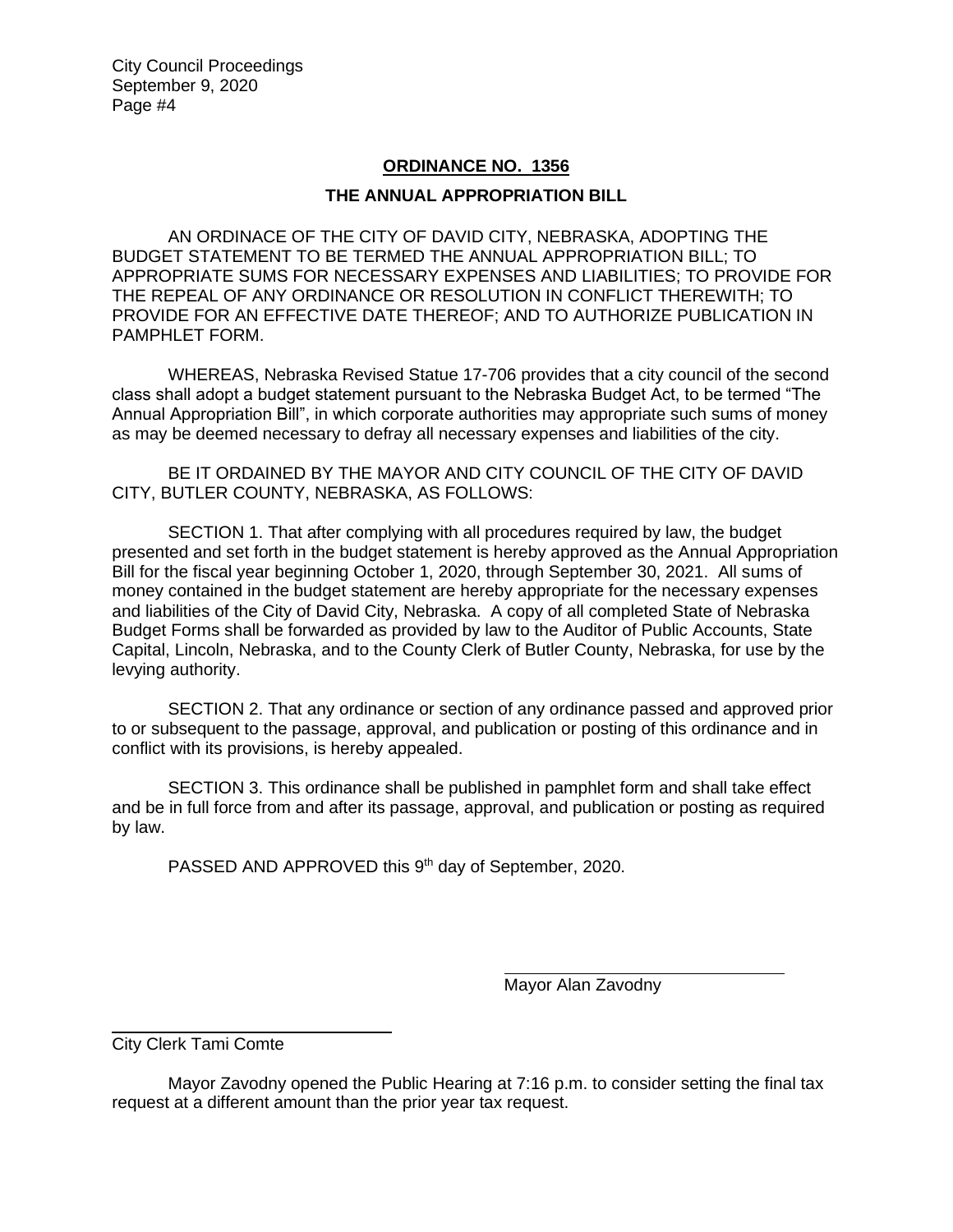**ORDINANCE NO. 1356**

**THE ANNUAL APPROPRIATION BILL**

AN ORDINACE OF THE CITY OF DAVID CITY, NEBRASKA, ADOPTING THE BUDGET STATEMENT TO BE TERMED THE ANNUAL APPROPRIATION BILL; TO APPROPRIATE SUMS FOR NECESSARY EXPENSES AND LIABILITIES; TO PROVIDE FOR THE REPEAL OF ANY ORDINANCE OR RESOLUTION IN CONFLICT THEREWITH; TO PROVIDE FOR AN EFFECTIVE DATE THEREOF; AND TO AUTHORIZE PUBLICATION IN PAMPHLET FORM.

WHEREAS, Nebraska Revised Statue 17-706 provides that a city council of the second class shall adopt a budget statement pursuant to the Nebraska Budget Act, to be termed "The Annual Appropriation Bill", in which corporate authorities may appropriate such sums of money as may be deemed necessary to defray all necessary expenses and liabilities of the city.

BE IT ORDAINED BY THE MAYOR AND CITY COUNCIL OF THE CITY OF DAVID CITY, BUTLER COUNTY, NEBRASKA, AS FOLLOWS:

SECTION 1. That after complying with all procedures required by law, the budget presented and set forth in the budget statement is hereby approved as the Annual Appropriation Bill for the fiscal year beginning October 1, 2020, through September 30, 2021. All sums of money contained in the budget statement are hereby appropriate for the necessary expenses and liabilities of the City of David City, Nebraska. A copy of all completed State of Nebraska Budget Forms shall be forwarded as provided by law to the Auditor of Public Accounts, State Capital, Lincoln, Nebraska, and to the County Clerk of Butler County, Nebraska, for use by the levying authority.

SECTION 2. That any ordinance or section of any ordinance passed and approved prior to or subsequent to the passage, approval, and publication or posting of this ordinance and in conflict with its provisions, is hereby appealed.

SECTION 3. This ordinance shall be published in pamphlet form and shall take effect and be in full force from and after its passage, approval, and publication or posting as required by law.

PASSED AND APPROVED this 9th day of September, 2020.

Mayor Alan Zavodny

City Clerk Tami Comte

Mayor Zavodny opened the Public Hearing at 7:16 p.m. to consider setting the final tax request at a different amount than the prior year tax request.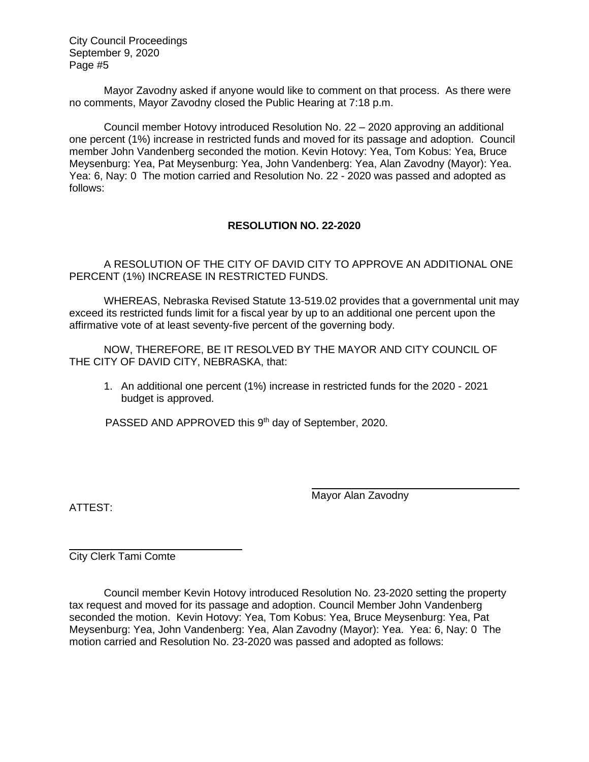Mayor Zavodny asked if anyone would like to comment on that process. As there were no comments, Mayor Zavodny closed the Public Hearing at 7:18 p.m.

Council member Hotovy introduced Resolution No. 22 – 2020 approving an additional one percent (1%) increase in restricted funds and moved for its passage and adoption. Council member John Vandenberg seconded the motion. Kevin Hotovy: Yea, Tom Kobus: Yea, Bruce Meysenburg: Yea, Pat Meysenburg: Yea, John Vandenberg: Yea, Alan Zavodny (Mayor): Yea. Yea: 6, Nay: 0 The motion carried and Resolution No. 22 - 2020 was passed and adopted as follows:

**RESOLUTION NO. 22-2020**

A RESOLUTION OF THE CITY OF DAVID CITY TO APPROVE AN ADDITIONAL ONE PERCENT (1%) INCREASE IN RESTRICTED FUNDS.

WHEREAS, Nebraska Revised Statute 13-519.02 provides that a governmental unit may exceed its restricted funds limit for a fiscal year by up to an additional one percent upon the affirmative vote of at least seventy-five percent of the governing body.

NOW, THEREFORE, BE IT RESOLVED BY THE MAYOR AND CITY COUNCIL OF THE CITY OF DAVID CITY, NEBRASKA, that:

1. An additional one percent (1%) increase in restricted funds for the 2020 - 2021 budget is approved.

PASSED AND APPROVED this 9th day of September, 2020.

Mayor Alan Zavodny

ATTEST:

City Clerk Tami Comte

Council member Kevin Hotovy introduced Resolution No. 23-2020 setting the property tax request and moved for its passage and adoption. Council Member John Vandenberg seconded the motion. Kevin Hotovy: Yea, Tom Kobus: Yea, Bruce Meysenburg: Yea, Pat Meysenburg: Yea, John Vandenberg: Yea, Alan Zavodny (Mayor): Yea. Yea: 6, Nay: 0 The motion carried and Resolution No. 23-2020 was passed and adopted as follows: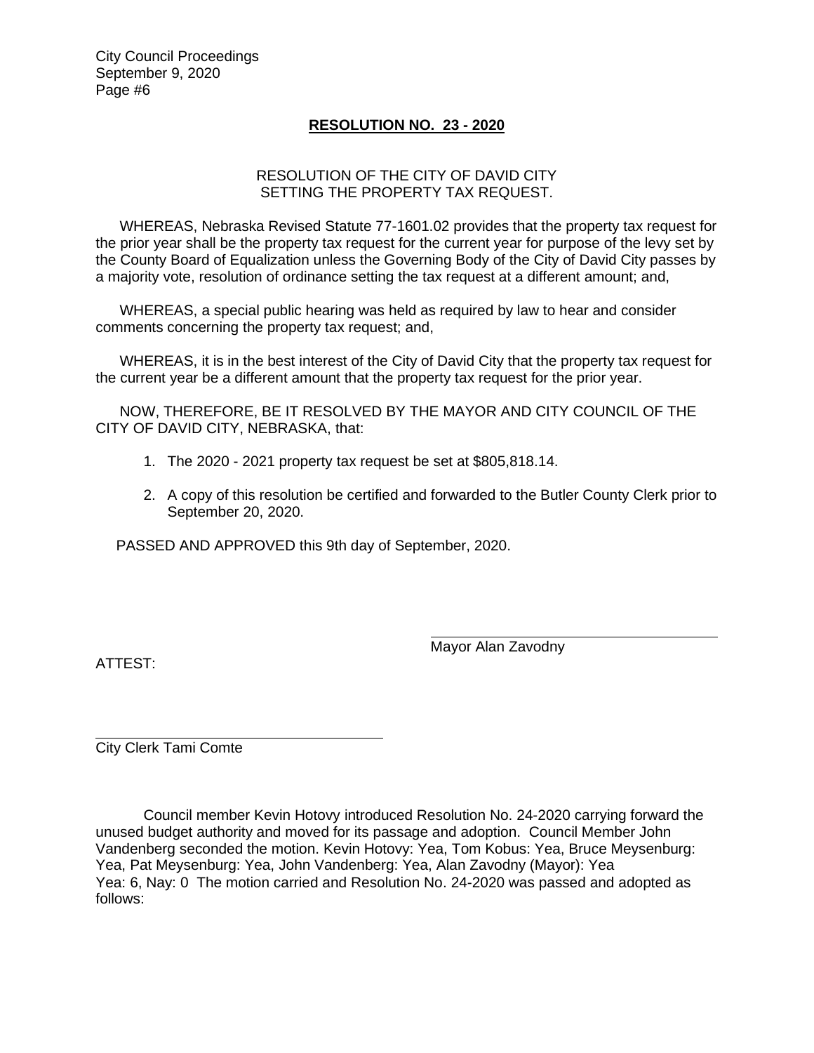## RESOLUTION NO. 23 - 2020

RESOLUTION OF THE CITY OF DAVID CITY
SETTING THE PROPERTY TAX REQUEST.

WHEREAS, Nebraska Revised Statute 77-1601.02 provides that the property tax request for the prior year shall be the property tax request for the current year for purpose of the levy set by the County Board of Equalization unless the Governing Body of the City of David City passes by a majority vote, resolution of ordinance setting the tax request at a different amount; and,

WHEREAS, a special public hearing was held as required by law to hear and consider comments concerning the property tax request; and,

WHEREAS, it is in the best interest of the City of David City that the property tax request for the current year be a different amount that the property tax request for the prior year.

NOW, THEREFORE, BE IT RESOLVED BY THE MAYOR AND CITY COUNCIL OF THE CITY OF DAVID CITY, NEBRASKA, that:

1. The 2020 - 2021 property tax request be set at $805,818.14.
2. A copy of this resolution be certified and forwarded to the Butler County Clerk prior to September 20, 2020.

PASSED AND APPROVED this 9th day of September, 2020.

Mayor Alan Zavodny

ATTEST:

City Clerk Tami Comte

Council member Kevin Hotovy introduced Resolution No. 24-2020 carrying forward the unused budget authority and moved for its passage and adoption. Council Member John Vandenberg seconded the motion. Kevin Hotovy: Yea, Tom Kobus: Yea, Bruce Meysenburg: Yea, Pat Meysenburg: Yea, John Vandenberg: Yea, Alan Zavodny (Mayor): Yea
Yea: 6, Nay: 0 The motion carried and Resolution No. 24-2020 was passed and adopted as follows: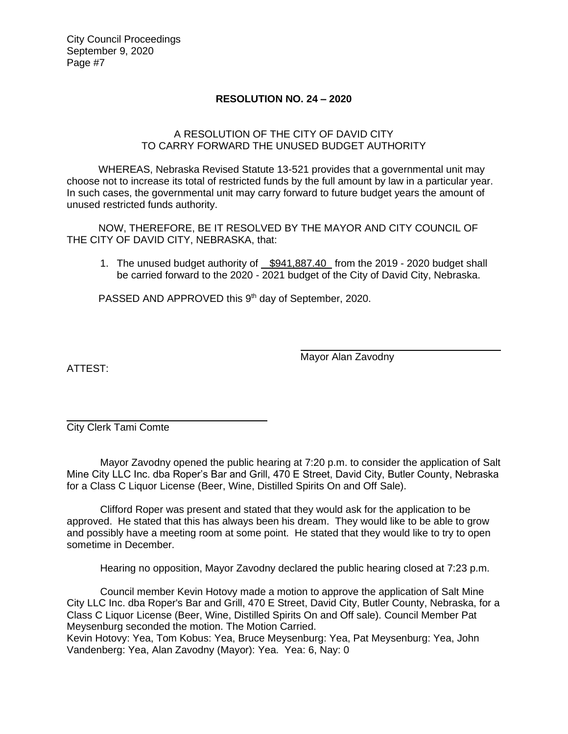## RESOLUTION NO. 24 – 2020

A RESOLUTION OF THE CITY OF DAVID CITY
TO CARRY FORWARD THE UNUSED BUDGET AUTHORITY

WHEREAS, Nebraska Revised Statute 13-521 provides that a governmental unit may choose not to increase its total of restricted funds by the full amount by law in a particular year. In such cases, the governmental unit may carry forward to future budget years the amount of unused restricted funds authority.

NOW, THEREFORE, BE IT RESOLVED BY THE MAYOR AND CITY COUNCIL OF THE CITY OF DAVID CITY, NEBRASKA, that:

1. The unused budget authority of \$941,887.40 from the 2019 - 2020 budget shall be carried forward to the 2020 - 2021 budget of the City of David City, Nebraska.

PASSED AND APPROVED this 9th day of September, 2020.

Mayor Alan Zavodny

ATTEST:

City Clerk Tami Comte

Mayor Zavodny opened the public hearing at 7:20 p.m. to consider the application of Salt Mine City LLC Inc. dba Roper's Bar and Grill, 470 E Street, David City, Butler County, Nebraska for a Class C Liquor License (Beer, Wine, Distilled Spirits On and Off Sale).

Clifford Roper was present and stated that they would ask for the application to be approved. He stated that this has always been his dream. They would like to be able to grow and possibly have a meeting room at some point. He stated that they would like to try to open sometime in December.

Hearing no opposition, Mayor Zavodny declared the public hearing closed at 7:23 p.m.

Council member Kevin Hotovy made a motion to approve the application of Salt Mine City LLC Inc. dba Roper's Bar and Grill, 470 E Street, David City, Butler County, Nebraska, for a Class C Liquor License (Beer, Wine, Distilled Spirits On and Off sale). Council Member Pat Meysenburg seconded the motion. The Motion Carried.
Kevin Hotovy: Yea, Tom Kobus: Yea, Bruce Meysenburg: Yea, Pat Meysenburg: Yea, John Vandenberg: Yea, Alan Zavodny (Mayor): Yea. Yea: 6, Nay: 0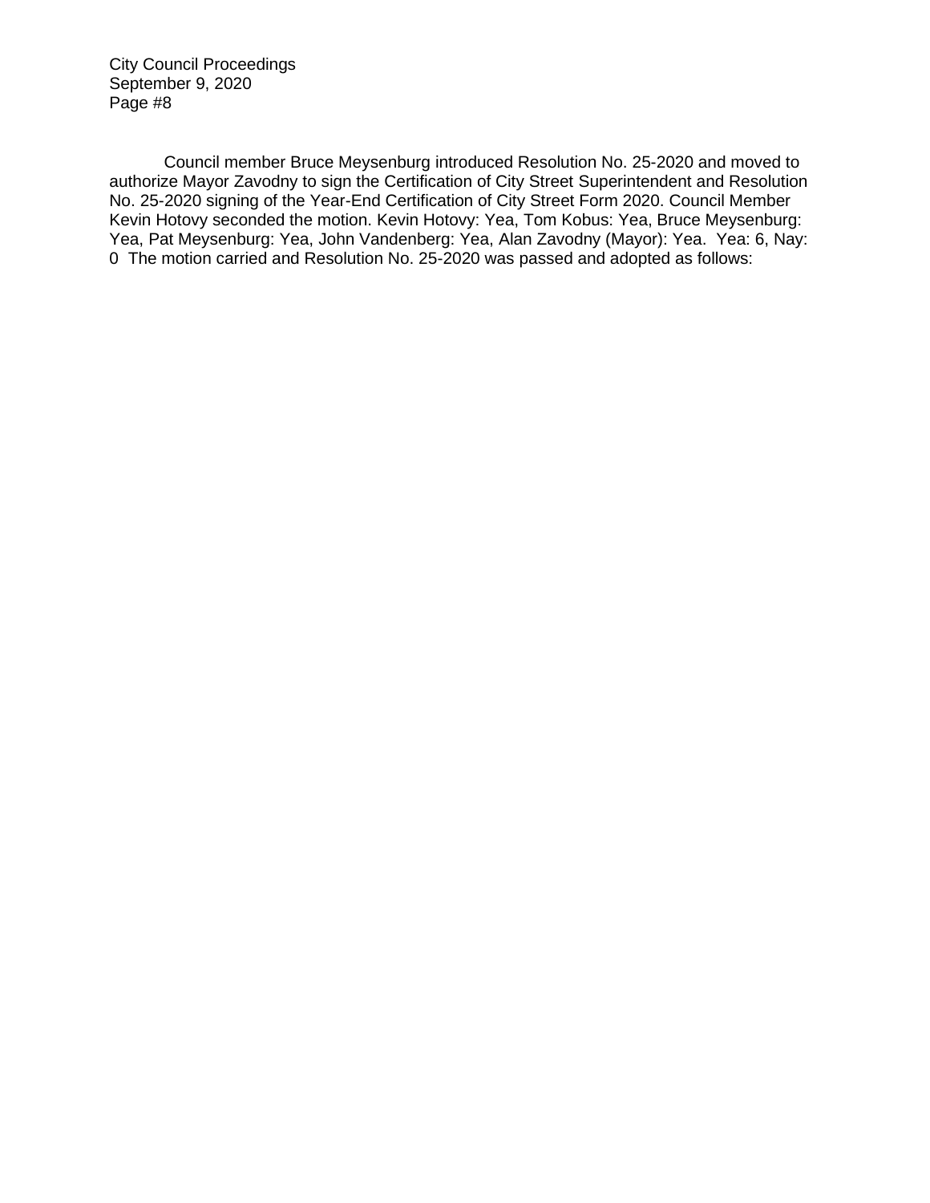Council member Bruce Meysenburg introduced Resolution No. 25-2020 and moved to authorize Mayor Zavodny to sign the Certification of City Street Superintendent and Resolution No. 25-2020 signing of the Year-End Certification of City Street Form 2020. Council Member Kevin Hotovy seconded the motion. Kevin Hotovy: Yea, Tom Kobus: Yea, Bruce Meysenburg: Yea, Pat Meysenburg: Yea, John Vandenberg: Yea, Alan Zavodny (Mayor): Yea. Yea: 6, Nay: 0 The motion carried and Resolution No. 25-2020 was passed and adopted as follows: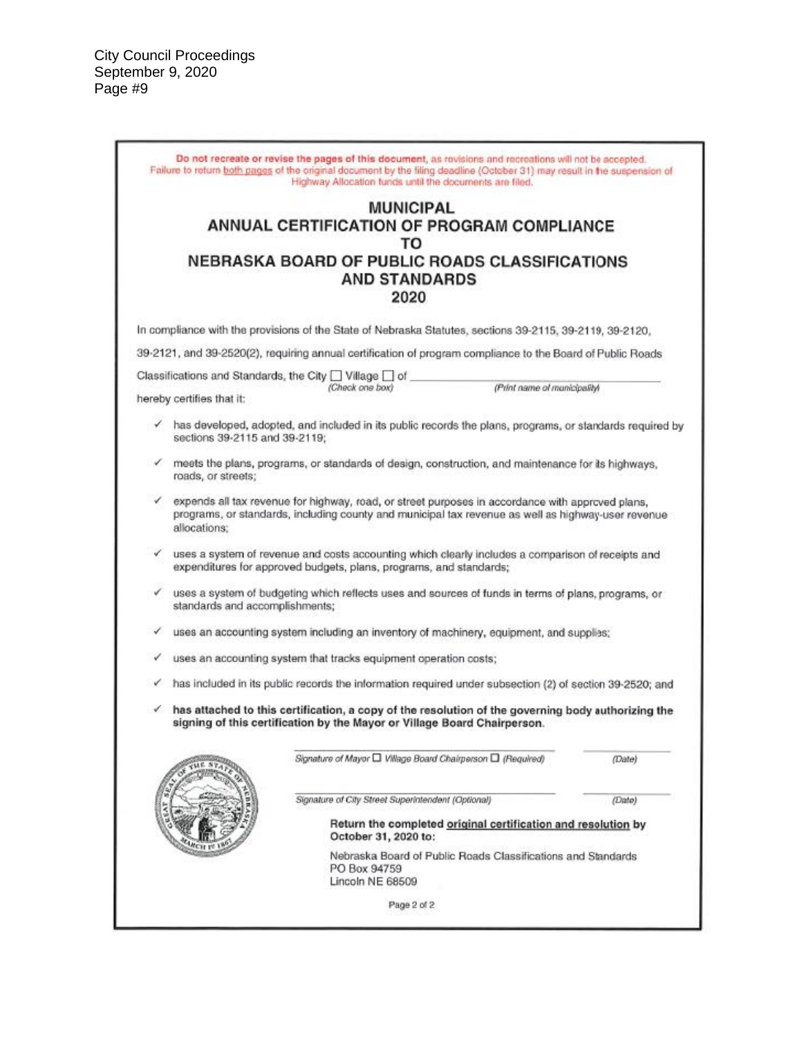City Council Proceedings
September 9, 2020

**Do not recreate or revise the pages of this document**, as revisions and recreations will not be accepted. Failure to return both pages of the original document by the filing deadline (October 31) may result in the suspension of Highway Allocation funds until the documents are filed.

# MUNICIPAL
# ANNUAL CERTIFICATION OF PROGRAM COMPLIANCE
# TO
# NEBRASKA BOARD OF PUBLIC ROADS CLASSIFICATIONS AND STANDARDS
# 2020

In compliance with the provisions of the State of Nebraska Statutes, sections 39-2115, 39-2119, 39-2120, 39-2121, and 39-2520(2), requiring annual certification of program compliance to the Board of Public Roads Classifications and Standards, the City ☐ Village ☐ of ______________________________
*(Check one box)* *(Print name of municipality)*

hereby certifies that it:

- ✓ has developed, adopted, and included in its public records the plans, programs, or standards required by sections 39-2115 and 39-2119;
- ✓ meets the plans, programs, or standards of design, construction, and maintenance for its highways, roads, or streets;
- ✓ expends all tax revenue for highway, road, or street purposes in accordance with approved plans, programs, or standards, including county and municipal tax revenue as well as highway-user revenue allocations;
- ✓ uses a system of revenue and costs accounting which clearly includes a comparison of receipts and expenditures for approved budgets, plans, programs, and standards;
- ✓ uses a system of budgeting which reflects uses and sources of funds in terms of plans, programs, or standards and accomplishments;
- ✓ uses an accounting system including an inventory of machinery, equipment, and supplies;
- ✓ uses an accounting system that tracks equipment operation costs;
- ✓ has included in its public records the information required under subsection (2) of section 39-2520; and
- ✓ **has attached to this certification, a copy of the resolution of the governing body authorizing the signing of this certification by the Mayor or Village Board Chairperson.**

______________________________ ______________
*Signature of Mayor ☐ Village Board Chairperson ☐ (Required)* *(Date)*

______________________________ ______________
*Signature of City Street Superintendent (Optional)* *(Date)*

**Return the completed original certification and resolution by October 31, 2020 to:**

Nebraska Board of Public Roads Classifications and Standards
PO Box 94759
Lincoln NE 68509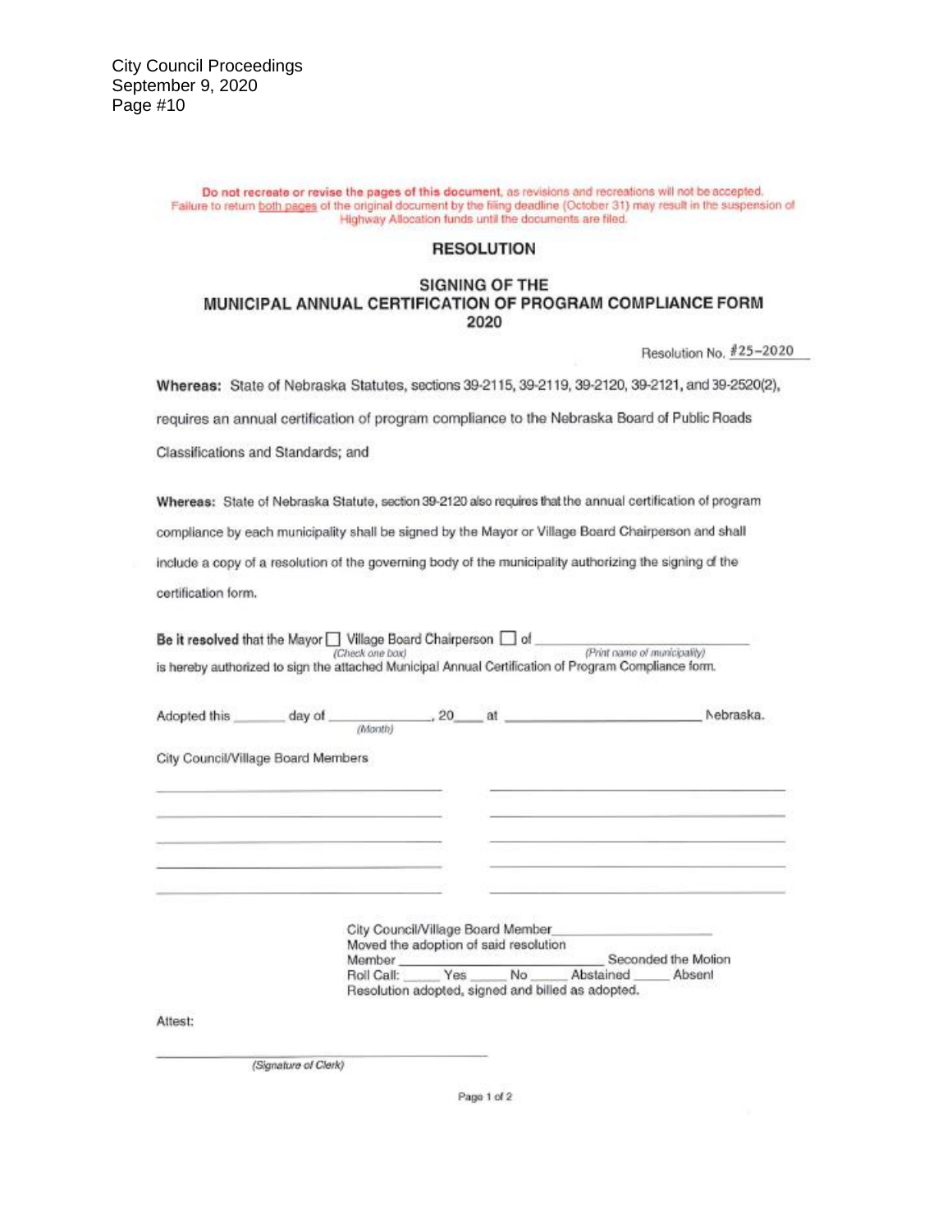**Do not recreate or revise the pages of this document**, as revisions and recreations will not be accepted. Failure to return both pages of the original document by the filing deadline (October 31) may result in the suspension of Highway Allocation funds until the documents are filed.

## RESOLUTION

## SIGNING OF THE MUNICIPAL ANNUAL CERTIFICATION OF PROGRAM COMPLIANCE FORM 2020

Resolution No. #25-2020

**Whereas:** State of Nebraska Statutes, sections 39-2115, 39-2119, 39-2120, 39-2121, and 39-2520(2), requires an annual certification of program compliance to the Nebraska Board of Public Roads Classifications and Standards; and

**Whereas:** State of Nebraska Statute, section 39-2120 also requires that the annual certification of program compliance by each municipality shall be signed by the Mayor or Village Board Chairperson and shall include a copy of a resolution of the governing body of the municipality authorizing the signing of the certification form.

**Be it resolved** that the Mayor ☐ Village Board Chairperson ☐ of ______________________________
*(Check one box)* *(Print name of municipality)*
is hereby authorized to sign the attached Municipal Annual Certification of Program Compliance form.

Adopted this ______ day of ______________, 20____ at ______________________________ Nebraska.
*(Month)*

City Council/Village Board Members

______________________________ ______________________________

______________________________ ______________________________

______________________________ ______________________________

______________________________ ______________________________

______________________________ ______________________________

City Council/Village Board Member ____________________
Moved the adoption of said resolution
Member ______________________________ Seconded the Motion
Roll Call: _____ Yes _____ No _____ Abstained _____ Absent
Resolution adopted, signed and billed as adopted.

Attest:

______________________________
*(Signature of Clerk)*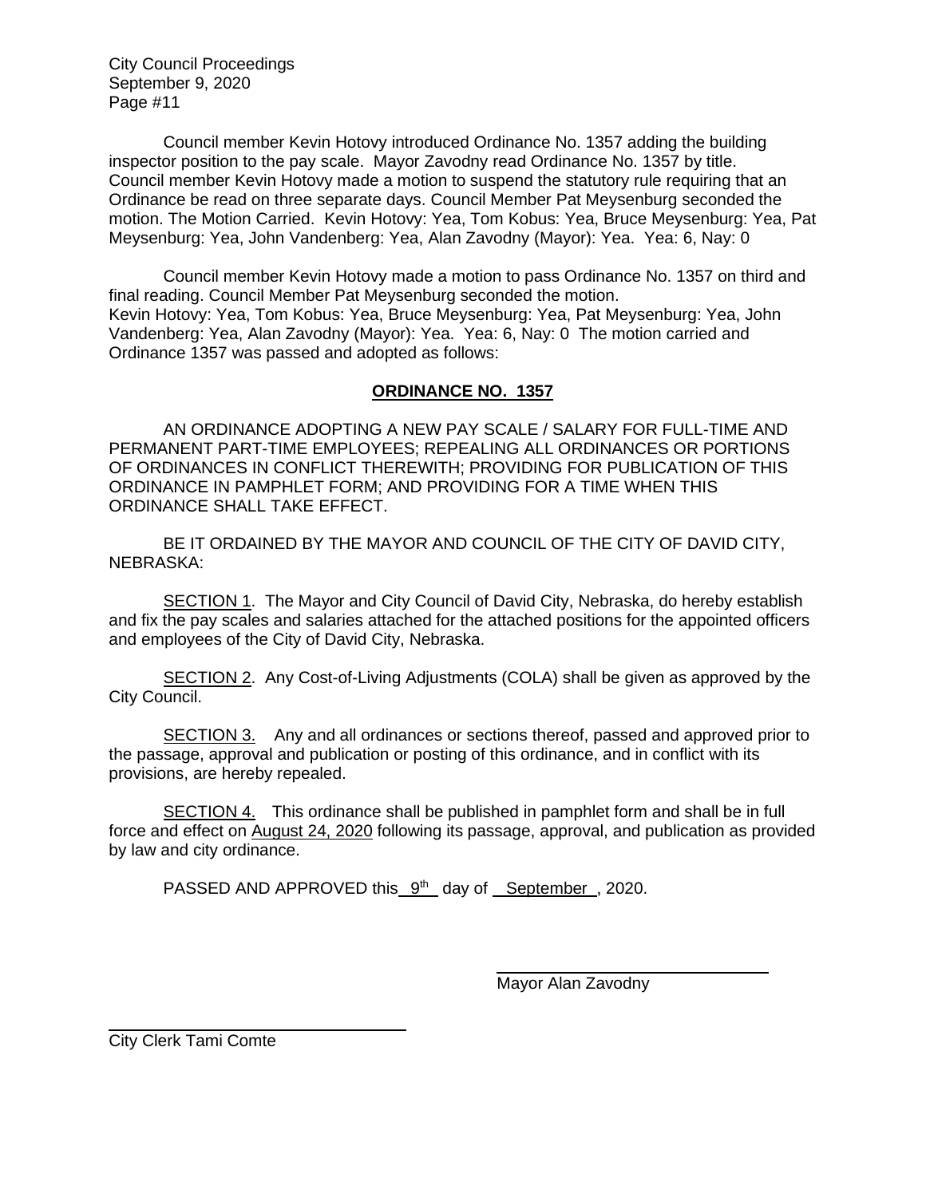Council member Kevin Hotovy introduced Ordinance No. 1357 adding the building inspector position to the pay scale. Mayor Zavodny read Ordinance No. 1357 by title. Council member Kevin Hotovy made a motion to suspend the statutory rule requiring that an Ordinance be read on three separate days. Council Member Pat Meysenburg seconded the motion. The Motion Carried. Kevin Hotovy: Yea, Tom Kobus: Yea, Bruce Meysenburg: Yea, Pat Meysenburg: Yea, John Vandenberg: Yea, Alan Zavodny (Mayor): Yea. Yea: 6, Nay: 0

Council member Kevin Hotovy made a motion to pass Ordinance No. 1357 on third and final reading. Council Member Pat Meysenburg seconded the motion.
Kevin Hotovy: Yea, Tom Kobus: Yea, Bruce Meysenburg: Yea, Pat Meysenburg: Yea, John Vandenberg: Yea, Alan Zavodny (Mayor): Yea. Yea: 6, Nay: 0 The motion carried and Ordinance 1357 was passed and adopted as follows:

## ORDINANCE NO. 1357

AN ORDINANCE ADOPTING A NEW PAY SCALE / SALARY FOR FULL-TIME AND PERMANENT PART-TIME EMPLOYEES; REPEALING ALL ORDINANCES OR PORTIONS OF ORDINANCES IN CONFLICT THEREWITH; PROVIDING FOR PUBLICATION OF THIS ORDINANCE IN PAMPHLET FORM; AND PROVIDING FOR A TIME WHEN THIS ORDINANCE SHALL TAKE EFFECT.

BE IT ORDAINED BY THE MAYOR AND COUNCIL OF THE CITY OF DAVID CITY, NEBRASKA:

SECTION 1. The Mayor and City Council of David City, Nebraska, do hereby establish and fix the pay scales and salaries attached for the attached positions for the appointed officers and employees of the City of David City, Nebraska.

SECTION 2. Any Cost-of-Living Adjustments (COLA) shall be given as approved by the City Council.

SECTION 3. Any and all ordinances or sections thereof, passed and approved prior to the passage, approval and publication or posting of this ordinance, and in conflict with its provisions, are hereby repealed.

SECTION 4. This ordinance shall be published in pamphlet form and shall be in full force and effect on August 24, 2020 following its passage, approval, and publication as provided by law and city ordinance.

PASSED AND APPROVED this 9th day of September, 2020.

Mayor Alan Zavodny

City Clerk Tami Comte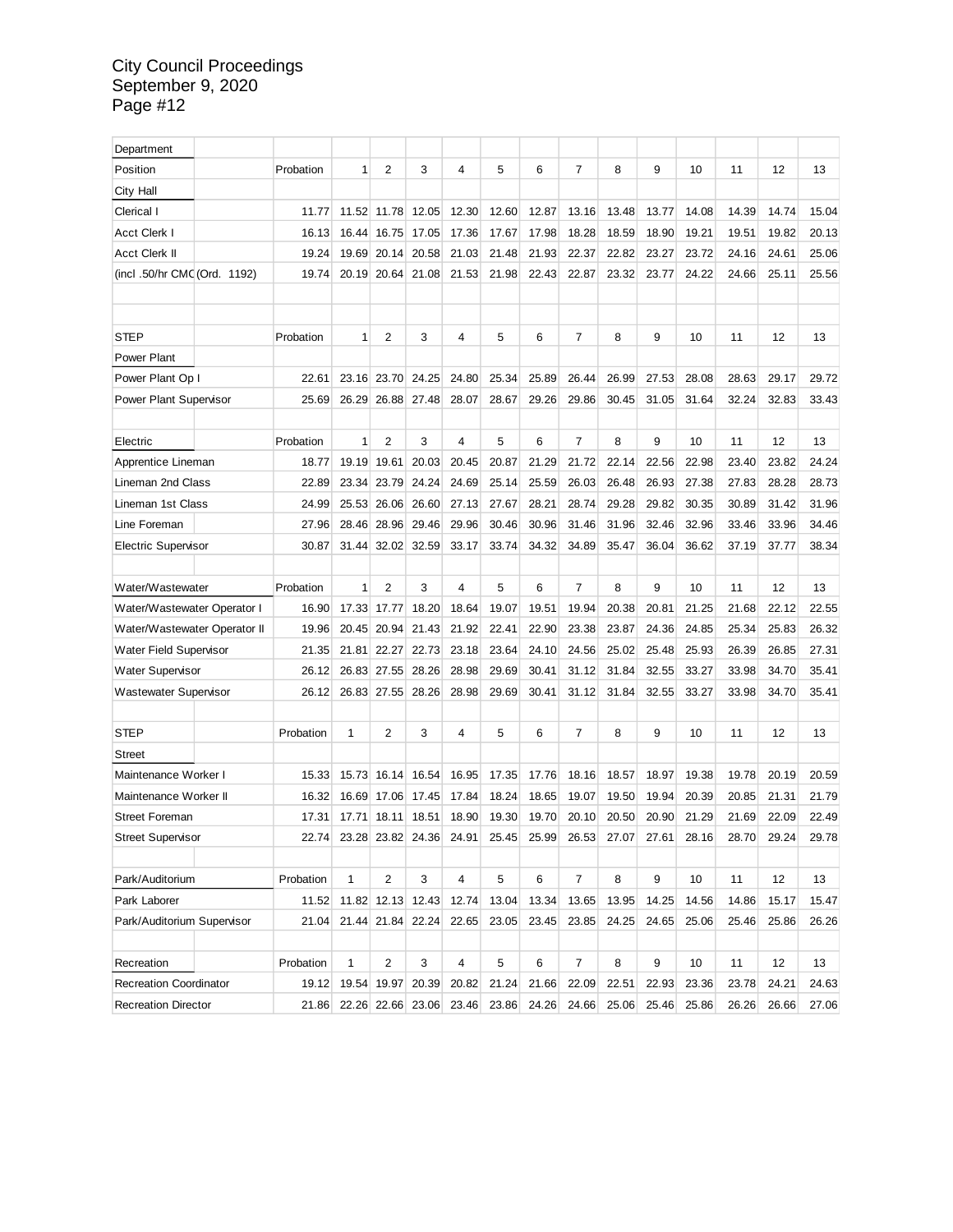| Department | | | | | | | | | | | | | | | |
|---|---|---|---|---|---|---|---|---|---|---|---|---|---|---|---|
| Position | | Probation | 1 | 2 | 3 | 4 | 5 | 6 | 7 | 8 | 9 | 10 | 11 | 12 | 13 |
| City Hall | | | | | | | | | | | | | | | |
| Clerical I | | 11.77 | 11.52 | 11.78 | 12.05 | 12.30 | 12.60 | 12.87 | 13.16 | 13.48 | 13.77 | 14.08 | 14.39 | 14.74 | 15.04 |
| Acct Clerk I | | 16.13 | 16.44 | 16.75 | 17.05 | 17.36 | 17.67 | 17.98 | 18.28 | 18.59 | 18.90 | 19.21 | 19.51 | 19.82 | 20.13 |
| Acct Clerk II | | 19.24 | 19.69 | 20.14 | 20.58 | 21.03 | 21.48 | 21.93 | 22.37 | 22.82 | 23.27 | 23.72 | 24.16 | 24.61 | 25.06 |
| (incl .50/hr CMC | (Ord. 1192) | 19.74 | 20.19 | 20.64 | 21.08 | 21.53 | 21.98 | 22.43 | 22.87 | 23.32 | 23.77 | 24.22 | 24.66 | 25.11 | 25.56 |
| | | | | | | | | | | | | | | | |
| | | | | | | | | | | | | | | | |
| STEP | | Probation | 1 | 2 | 3 | 4 | 5 | 6 | 7 | 8 | 9 | 10 | 11 | 12 | 13 |
| Power Plant | | | | | | | | | | | | | | | |
| Power Plant Op I | | 22.61 | 23.16 | 23.70 | 24.25 | 24.80 | 25.34 | 25.89 | 26.44 | 26.99 | 27.53 | 28.08 | 28.63 | 29.17 | 29.72 |
| Power Plant Supervisor | | 25.69 | 26.29 | 26.88 | 27.48 | 28.07 | 28.67 | 29.26 | 29.86 | 30.45 | 31.05 | 31.64 | 32.24 | 32.83 | 33.43 |
| | | | | | | | | | | | | | | | |
| Electric | | Probation | 1 | 2 | 3 | 4 | 5 | 6 | 7 | 8 | 9 | 10 | 11 | 12 | 13 |
| Apprentice Lineman | | 18.77 | 19.19 | 19.61 | 20.03 | 20.45 | 20.87 | 21.29 | 21.72 | 22.14 | 22.56 | 22.98 | 23.40 | 23.82 | 24.24 |
| Lineman 2nd Class | | 22.89 | 23.34 | 23.79 | 24.24 | 24.69 | 25.14 | 25.59 | 26.03 | 26.48 | 26.93 | 27.38 | 27.83 | 28.28 | 28.73 |
| Lineman 1st Class | | 24.99 | 25.53 | 26.06 | 26.60 | 27.13 | 27.67 | 28.21 | 28.74 | 29.28 | 29.82 | 30.35 | 30.89 | 31.42 | 31.96 |
| Line Foreman | | 27.96 | 28.46 | 28.96 | 29.46 | 29.96 | 30.46 | 30.96 | 31.46 | 31.96 | 32.46 | 32.96 | 33.46 | 33.96 | 34.46 |
| Electric Supervisor | | 30.87 | 31.44 | 32.02 | 32.59 | 33.17 | 33.74 | 34.32 | 34.89 | 35.47 | 36.04 | 36.62 | 37.19 | 37.77 | 38.34 |
| | | | | | | | | | | | | | | | |
| Water/Wastewater | | Probation | 1 | 2 | 3 | 4 | 5 | 6 | 7 | 8 | 9 | 10 | 11 | 12 | 13 |
| Water/Wastewater Operator I | | 16.90 | 17.33 | 17.77 | 18.20 | 18.64 | 19.07 | 19.51 | 19.94 | 20.38 | 20.81 | 21.25 | 21.68 | 22.12 | 22.55 |
| Water/Wastewater Operator II | | 19.96 | 20.45 | 20.94 | 21.43 | 21.92 | 22.41 | 22.90 | 23.38 | 23.87 | 24.36 | 24.85 | 25.34 | 25.83 | 26.32 |
| Water Field Supervisor | | 21.35 | 21.81 | 22.27 | 22.73 | 23.18 | 23.64 | 24.10 | 24.56 | 25.02 | 25.48 | 25.93 | 26.39 | 26.85 | 27.31 |
| Water Supervisor | | 26.12 | 26.83 | 27.55 | 28.26 | 28.98 | 29.69 | 30.41 | 31.12 | 31.84 | 32.55 | 33.27 | 33.98 | 34.70 | 35.41 |
| Wastewater Supervisor | | 26.12 | 26.83 | 27.55 | 28.26 | 28.98 | 29.69 | 30.41 | 31.12 | 31.84 | 32.55 | 33.27 | 33.98 | 34.70 | 35.41 |
| | | | | | | | | | | | | | | | |
| STEP | | Probation | 1 | 2 | 3 | 4 | 5 | 6 | 7 | 8 | 9 | 10 | 11 | 12 | 13 |
| Street | | | | | | | | | | | | | | | |
| Maintenance Worker I | | 15.33 | 15.73 | 16.14 | 16.54 | 16.95 | 17.35 | 17.76 | 18.16 | 18.57 | 18.97 | 19.38 | 19.78 | 20.19 | 20.59 |
| Maintenance Worker II | | 16.32 | 16.69 | 17.06 | 17.45 | 17.84 | 18.24 | 18.65 | 19.07 | 19.50 | 19.94 | 20.39 | 20.85 | 21.31 | 21.79 |
| Street Foreman | | 17.31 | 17.71 | 18.11 | 18.51 | 18.90 | 19.30 | 19.70 | 20.10 | 20.50 | 20.90 | 21.29 | 21.69 | 22.09 | 22.49 |
| Street Supervisor | | 22.74 | 23.28 | 23.82 | 24.36 | 24.91 | 25.45 | 25.99 | 26.53 | 27.07 | 27.61 | 28.16 | 28.70 | 29.24 | 29.78 |
| | | | | | | | | | | | | | | | |
| Park/Auditorium | | Probation | 1 | 2 | 3 | 4 | 5 | 6 | 7 | 8 | 9 | 10 | 11 | 12 | 13 |
| Park Laborer | | 11.52 | 11.82 | 12.13 | 12.43 | 12.74 | 13.04 | 13.34 | 13.65 | 13.95 | 14.25 | 14.56 | 14.86 | 15.17 | 15.47 |
| Park/Auditorium Supervisor | | 21.04 | 21.44 | 21.84 | 22.24 | 22.65 | 23.05 | 23.45 | 23.85 | 24.25 | 24.65 | 25.06 | 25.46 | 25.86 | 26.26 |
| | | | | | | | | | | | | | | | |
| Recreation | | Probation | 1 | 2 | 3 | 4 | 5 | 6 | 7 | 8 | 9 | 10 | 11 | 12 | 13 |
| Recreation Coordinator | | 19.12 | 19.54 | 19.97 | 20.39 | 20.82 | 21.24 | 21.66 | 22.09 | 22.51 | 22.93 | 23.36 | 23.78 | 24.21 | 24.63 |
| Recreation Director | | 21.86 | 22.26 | 22.66 | 23.06 | 23.46 | 23.86 | 24.26 | 24.66 | 25.06 | 25.46 | 25.86 | 26.26 | 26.66 | 27.06 |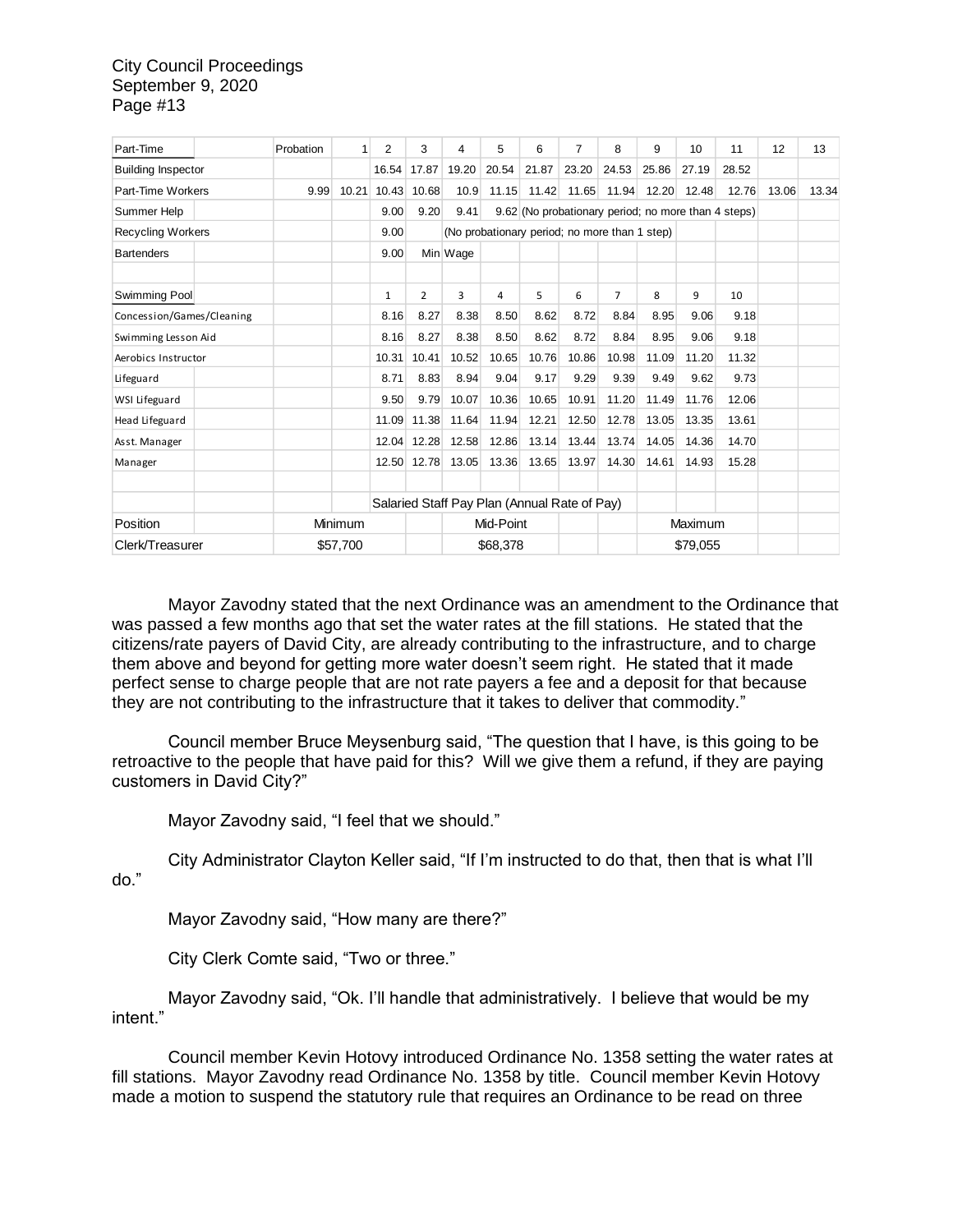| Part-Time | | Probation | 1 | 2 | 3 | 4 | 5 | 6 | 7 | 8 | 9 | 10 | 11 | 12 | 13 |
|---|---|---|---|---|---|---|---|---|---|---|---|---|---|---|---|
| Building Inspector | | | | 16.54 | 17.87 | 19.20 | 20.54 | 21.87 | 23.20 | 24.53 | 25.86 | 27.19 | 28.52 | | |
| Part-Time Workers | | 9.99 | 10.21 | 10.43 | 10.68 | 10.9 | 11.15 | 11.42 | 11.65 | 11.94 | 12.20 | 12.48 | 12.76 | 13.06 | 13.34 |
| Summer Help | | | | 9.00 | 9.20 | 9.41 | 9.62 | (No probationary period; no more than 4 steps) | | | | | | | |
| Recycling Workers | | | | 9.00 | | (No probationary period; no more than 1 step) | | | | | | | | | |
| Bartenders | | | | 9.00 | Min Wage | | | | | | | | | | |
| | | | | | | | | | | | | | | | |
| Swimming Pool | | | | 1 | 2 | 3 | 4 | 5 | 6 | 7 | 8 | 9 | 10 | | |
| Concession/Games/Cleaning | | | | 8.16 | 8.27 | 8.38 | 8.50 | 8.62 | 8.72 | 8.84 | 8.95 | 9.06 | 9.18 | | |
| Swimming Lesson Aid | | | | 8.16 | 8.27 | 8.38 | 8.50 | 8.62 | 8.72 | 8.84 | 8.95 | 9.06 | 9.18 | | |
| Aerobics Instructor | | | | 10.31 | 10.41 | 10.52 | 10.65 | 10.76 | 10.86 | 10.98 | 11.09 | 11.20 | 11.32 | | |
| Lifeguard | | | | 8.71 | 8.83 | 8.94 | 9.04 | 9.17 | 9.29 | 9.39 | 9.49 | 9.62 | 9.73 | | |
| WSI Lifeguard | | | | 9.50 | 9.79 | 10.07 | 10.36 | 10.65 | 10.91 | 11.20 | 11.49 | 11.76 | 12.06 | | |
| Head Lifeguard | | | | 11.09 | 11.38 | 11.64 | 11.94 | 12.21 | 12.50 | 12.78 | 13.05 | 13.35 | 13.61 | | |
| Asst. Manager | | | | 12.04 | 12.28 | 12.58 | 12.86 | 13.14 | 13.44 | 13.74 | 14.05 | 14.36 | 14.70 | | |
| Manager | | | | 12.50 | 12.78 | 13.05 | 13.36 | 13.65 | 13.97 | 14.30 | 14.61 | 14.93 | 15.28 | | |
| | | | | | | | | | | | | | | | |
| | | | | Salaried Staff Pay Plan (Annual Rate of Pay) | | | | | | | | | | | |
| Position | | Minimum | | | | Mid-Point | | | | | Maximum | | | | |
| Clerk/Treasurer | | $57,700 | | | | $68,378 | | | | | $79,055 | | | | |

Mayor Zavodny stated that the next Ordinance was an amendment to the Ordinance that was passed a few months ago that set the water rates at the fill stations. He stated that the citizens/rate payers of David City, are already contributing to the infrastructure, and to charge them above and beyond for getting more water doesn't seem right. He stated that it made perfect sense to charge people that are not rate payers a fee and a deposit for that because they are not contributing to the infrastructure that it takes to deliver that commodity."

Council member Bruce Meysenburg said, "The question that I have, is this going to be retroactive to the people that have paid for this? Will we give them a refund, if they are paying customers in David City?"

Mayor Zavodny said, "I feel that we should."

City Administrator Clayton Keller said, "If I'm instructed to do that, then that is what I'll do."

Mayor Zavodny said, "How many are there?"

City Clerk Comte said, "Two or three."

Mayor Zavodny said, "Ok. I'll handle that administratively. I believe that would be my intent."

Council member Kevin Hotovy introduced Ordinance No. 1358 setting the water rates at fill stations. Mayor Zavodny read Ordinance No. 1358 by title. Council member Kevin Hotovy made a motion to suspend the statutory rule that requires an Ordinance to be read on three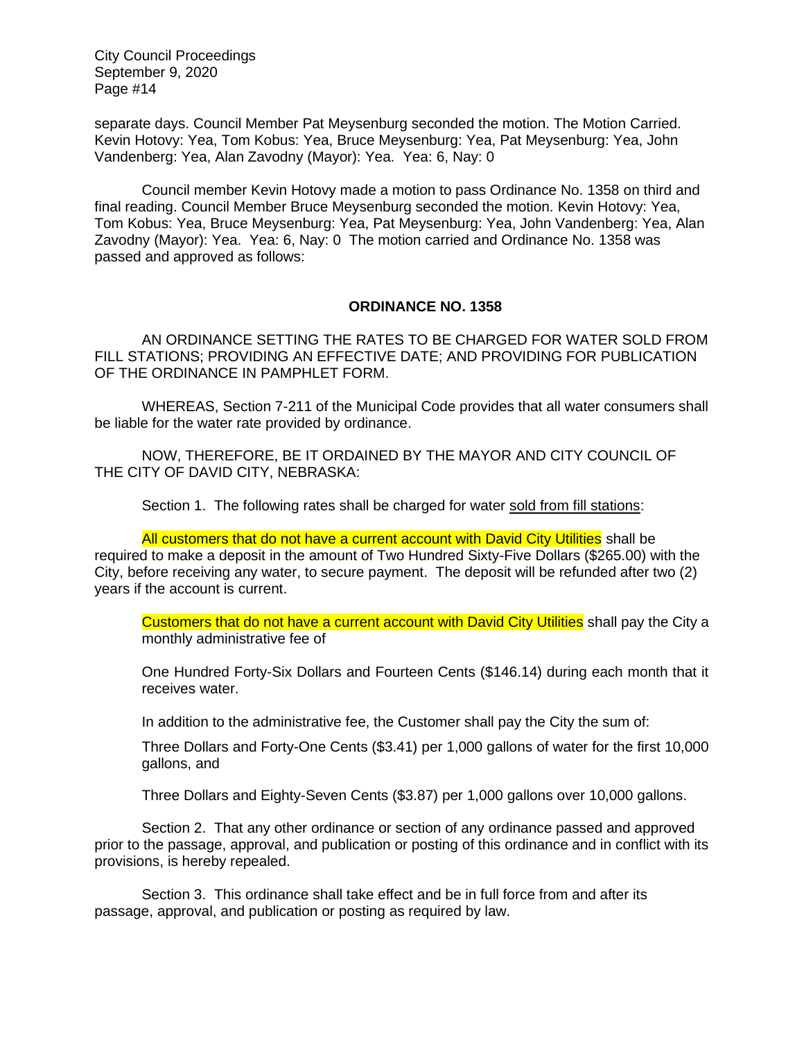separate days. Council Member Pat Meysenburg seconded the motion. The Motion Carried. Kevin Hotovy: Yea, Tom Kobus: Yea, Bruce Meysenburg: Yea, Pat Meysenburg: Yea, John Vandenberg: Yea, Alan Zavodny (Mayor): Yea. Yea: 6, Nay: 0

Council member Kevin Hotovy made a motion to pass Ordinance No. 1358 on third and final reading. Council Member Bruce Meysenburg seconded the motion. Kevin Hotovy: Yea, Tom Kobus: Yea, Bruce Meysenburg: Yea, Pat Meysenburg: Yea, John Vandenberg: Yea, Alan Zavodny (Mayor): Yea. Yea: 6, Nay: 0 The motion carried and Ordinance No. 1358 was passed and approved as follows:

**ORDINANCE NO. 1358**

AN ORDINANCE SETTING THE RATES TO BE CHARGED FOR WATER SOLD FROM FILL STATIONS; PROVIDING AN EFFECTIVE DATE; AND PROVIDING FOR PUBLICATION OF THE ORDINANCE IN PAMPHLET FORM.

WHEREAS, Section 7-211 of the Municipal Code provides that all water consumers shall be liable for the water rate provided by ordinance.

NOW, THEREFORE, BE IT ORDAINED BY THE MAYOR AND CITY COUNCIL OF THE CITY OF DAVID CITY, NEBRASKA:

Section 1. The following rates shall be charged for water sold from fill stations:

All customers that do not have a current account with David City Utilities shall be required to make a deposit in the amount of Two Hundred Sixty-Five Dollars ($265.00) with the City, before receiving any water, to secure payment. The deposit will be refunded after two (2) years if the account is current.

Customers that do not have a current account with David City Utilities shall pay the City a monthly administrative fee of

One Hundred Forty-Six Dollars and Fourteen Cents ($146.14) during each month that it receives water.

In addition to the administrative fee, the Customer shall pay the City the sum of:

Three Dollars and Forty-One Cents ($3.41) per 1,000 gallons of water for the first 10,000 gallons, and

Three Dollars and Eighty-Seven Cents ($3.87) per 1,000 gallons over 10,000 gallons.

Section 2. That any other ordinance or section of any ordinance passed and approved prior to the passage, approval, and publication or posting of this ordinance and in conflict with its provisions, is hereby repealed.

Section 3. This ordinance shall take effect and be in full force from and after its passage, approval, and publication or posting as required by law.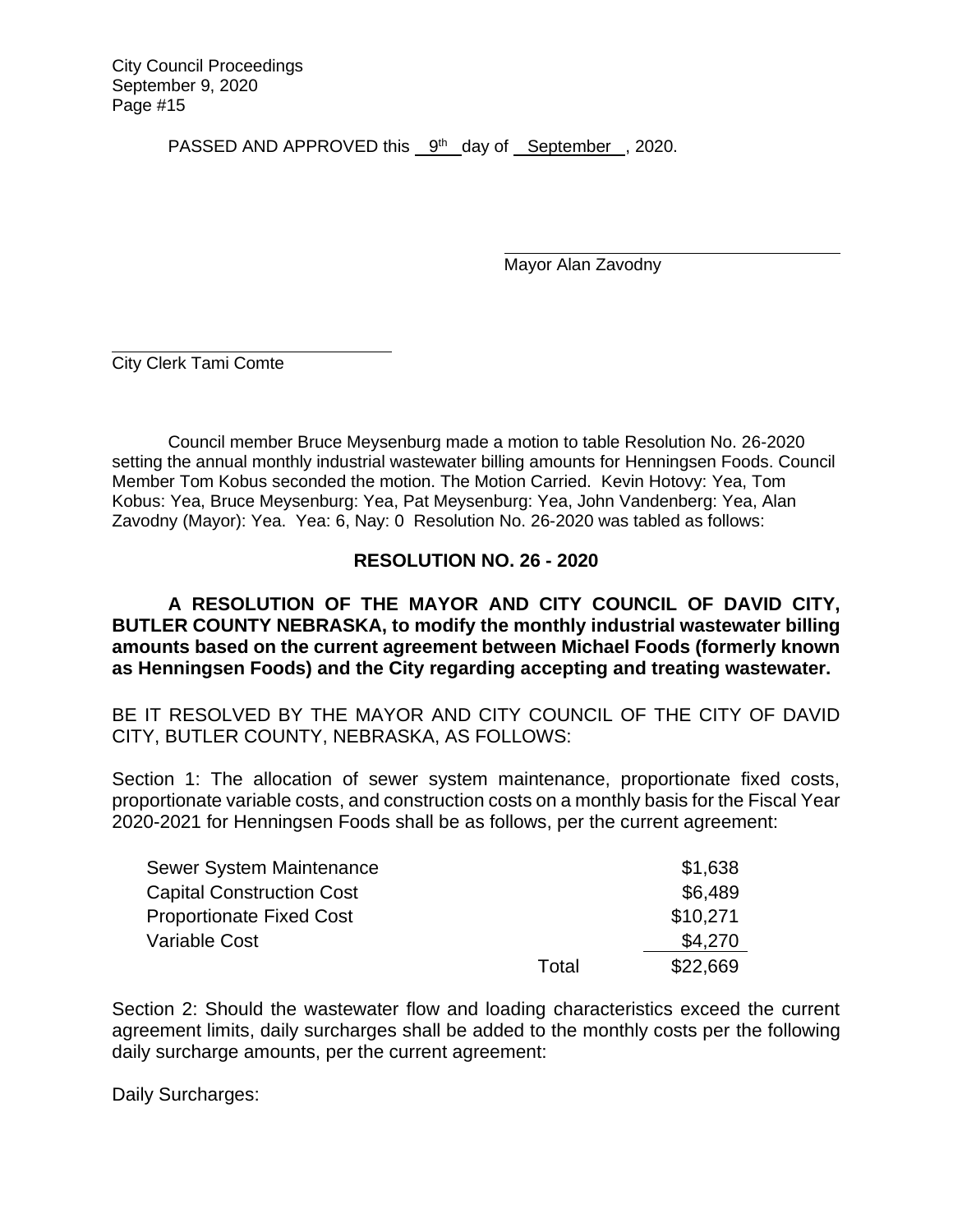PASSED AND APPROVED this 9th day of September, 2020.

\_\_\_\_\_\_\_\_\_\_\_\_\_\_\_\_\_\_\_\_\_\_\_\_\_\_\_\_\_\_\_\_\_\_\_
Mayor Alan Zavodny

\_\_\_\_\_\_\_\_\_\_\_\_\_\_\_\_\_\_\_\_\_\_\_\_\_\_\_\_\_\_
City Clerk Tami Comte

Council member Bruce Meysenburg made a motion to table Resolution No. 26-2020 setting the annual monthly industrial wastewater billing amounts for Henningsen Foods. Council Member Tom Kobus seconded the motion. The Motion Carried. Kevin Hotovy: Yea, Tom Kobus: Yea, Bruce Meysenburg: Yea, Pat Meysenburg: Yea, John Vandenberg: Yea, Alan Zavodny (Mayor): Yea. Yea: 6, Nay: 0 Resolution No. 26-2020 was tabled as follows:

## RESOLUTION NO. 26 - 2020

**A RESOLUTION OF THE MAYOR AND CITY COUNCIL OF DAVID CITY, BUTLER COUNTY NEBRASKA, to modify the monthly industrial wastewater billing amounts based on the current agreement between Michael Foods (formerly known as Henningsen Foods) and the City regarding accepting and treating wastewater.**

BE IT RESOLVED BY THE MAYOR AND CITY COUNCIL OF THE CITY OF DAVID CITY, BUTLER COUNTY, NEBRASKA, AS FOLLOWS:

Section 1: The allocation of sewer system maintenance, proportionate fixed costs, proportionate variable costs, and construction costs on a monthly basis for the Fiscal Year 2020-2021 for Henningsen Foods shall be as follows, per the current agreement:

| | | |
|---|---|---|
| Sewer System Maintenance | | $1,638 |
| Capital Construction Cost | | $6,489 |
| Proportionate Fixed Cost | | $10,271 |
| Variable Cost | | $4,270 |
| | Total | $22,669 |

Section 2: Should the wastewater flow and loading characteristics exceed the current agreement limits, daily surcharges shall be added to the monthly costs per the following daily surcharge amounts, per the current agreement:

Daily Surcharges: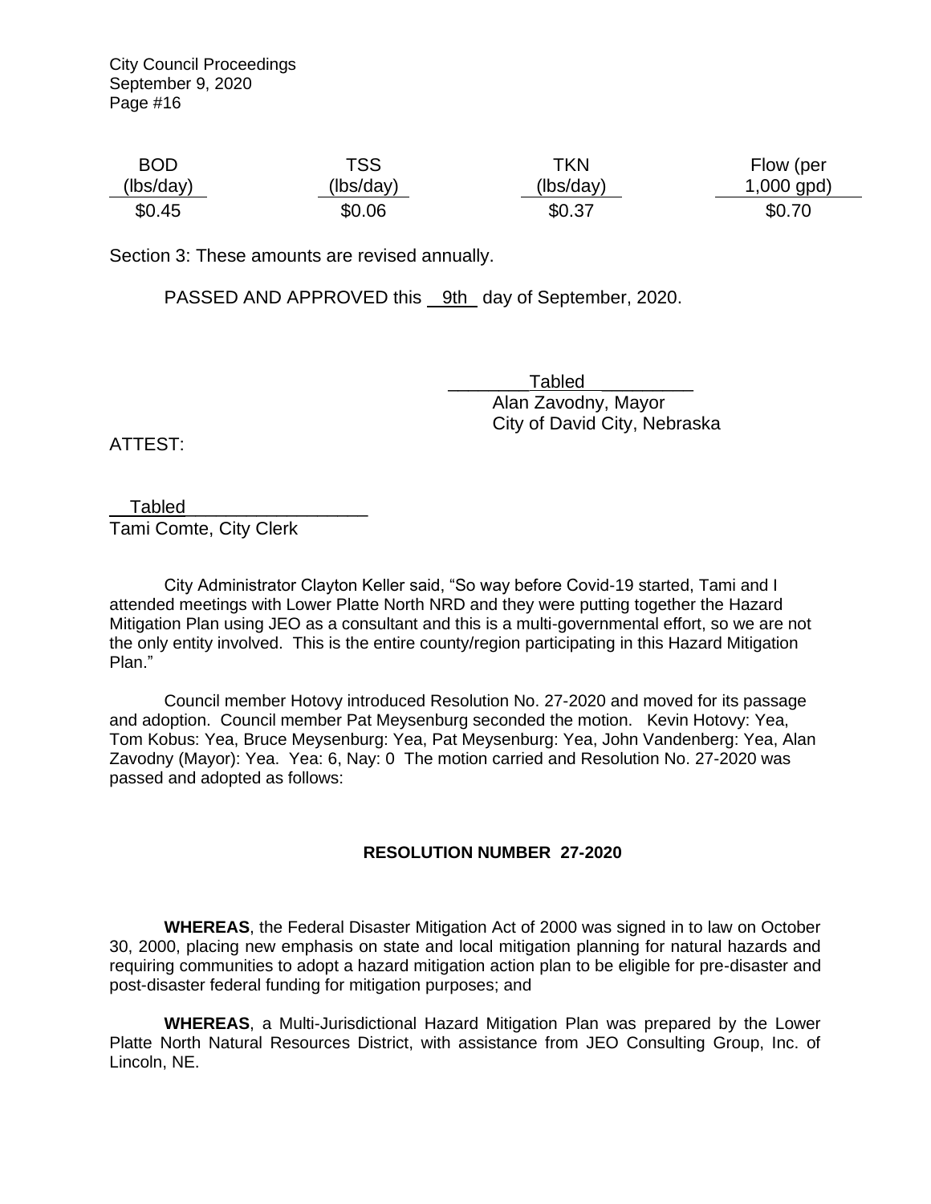| BOD (lbs/day) | TSS (lbs/day) | TKN (lbs/day) | Flow (per 1,000 gpd) |
|---|---|---|---|
| $0.45 | $0.06 | $0.37 | $0.70 |

Section 3: These amounts are revised annually.

PASSED AND APPROVED this 9th day of September, 2020.

Tabled
Alan Zavodny, Mayor
City of David City, Nebraska

ATTEST:

Tabled
Tami Comte, City Clerk

City Administrator Clayton Keller said, "So way before Covid-19 started, Tami and I attended meetings with Lower Platte North NRD and they were putting together the Hazard Mitigation Plan using JEO as a consultant and this is a multi-governmental effort, so we are not the only entity involved. This is the entire county/region participating in this Hazard Mitigation Plan."

Council member Hotovy introduced Resolution No. 27-2020 and moved for its passage and adoption. Council member Pat Meysenburg seconded the motion. Kevin Hotovy: Yea, Tom Kobus: Yea, Bruce Meysenburg: Yea, Pat Meysenburg: Yea, John Vandenberg: Yea, Alan Zavodny (Mayor): Yea. Yea: 6, Nay: 0 The motion carried and Resolution No. 27-2020 was passed and adopted as follows:

**RESOLUTION NUMBER 27-2020**

**WHEREAS**, the Federal Disaster Mitigation Act of 2000 was signed in to law on October 30, 2000, placing new emphasis on state and local mitigation planning for natural hazards and requiring communities to adopt a hazard mitigation action plan to be eligible for pre-disaster and post-disaster federal funding for mitigation purposes; and

**WHEREAS**, a Multi-Jurisdictional Hazard Mitigation Plan was prepared by the Lower Platte North Natural Resources District, with assistance from JEO Consulting Group, Inc. of Lincoln, NE.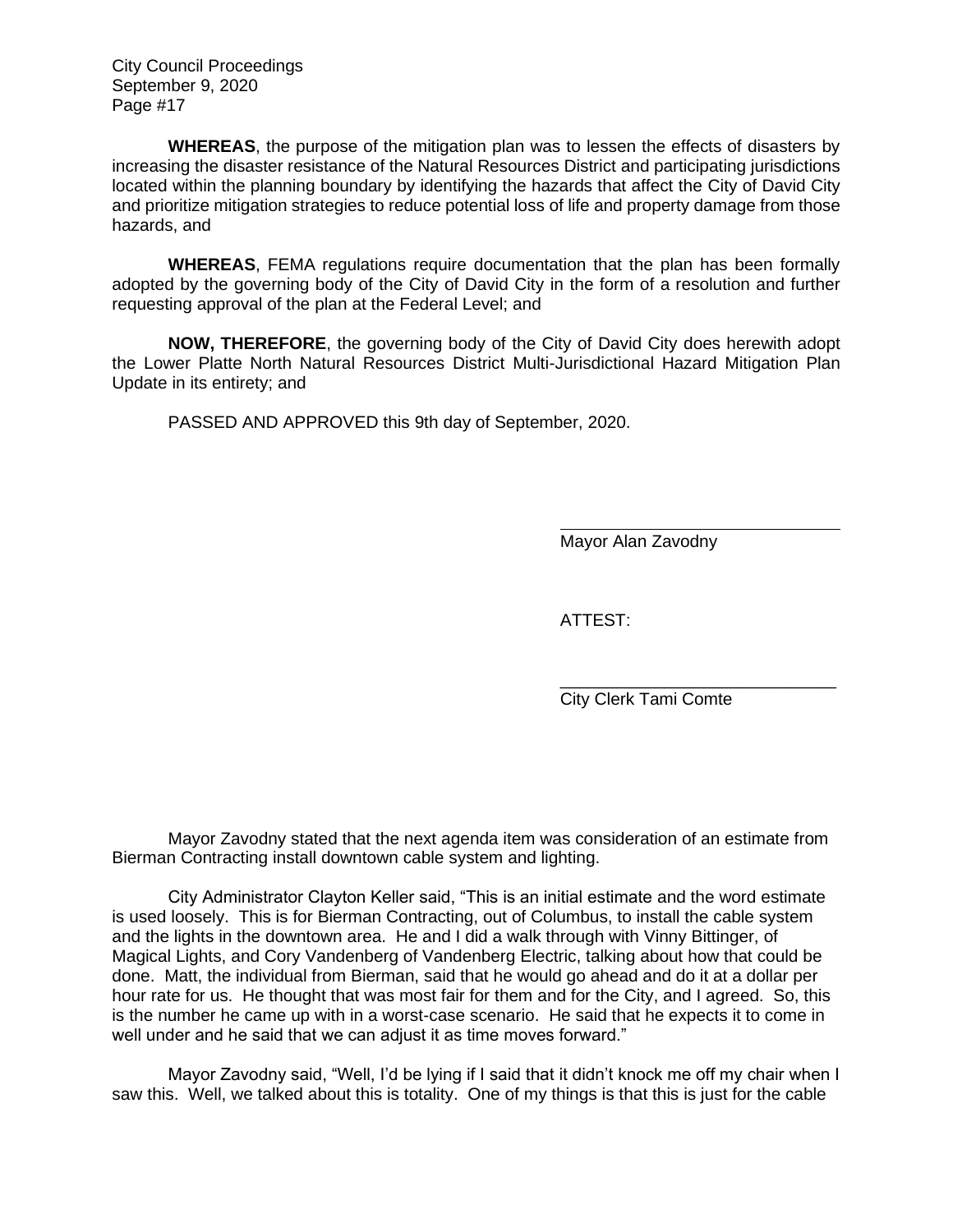**WHEREAS**, the purpose of the mitigation plan was to lessen the effects of disasters by increasing the disaster resistance of the Natural Resources District and participating jurisdictions located within the planning boundary by identifying the hazards that affect the City of David City and prioritize mitigation strategies to reduce potential loss of life and property damage from those hazards, and

**WHEREAS**, FEMA regulations require documentation that the plan has been formally adopted by the governing body of the City of David City in the form of a resolution and further requesting approval of the plan at the Federal Level; and

**NOW, THEREFORE**, the governing body of the City of David City does herewith adopt the Lower Platte North Natural Resources District Multi-Jurisdictional Hazard Mitigation Plan Update in its entirety; and

PASSED AND APPROVED this 9th day of September, 2020.

\_\_\_\_\_\_\_\_\_\_\_\_\_\_\_\_\_\_\_\_\_\_\_\_\_\_\_\_\_\_
Mayor Alan Zavodny

ATTEST:

\_\_\_\_\_\_\_\_\_\_\_\_\_\_\_\_\_\_\_\_\_\_\_\_\_\_\_\_\_\_
City Clerk Tami Comte

Mayor Zavodny stated that the next agenda item was consideration of an estimate from Bierman Contracting install downtown cable system and lighting.

City Administrator Clayton Keller said, "This is an initial estimate and the word estimate is used loosely. This is for Bierman Contracting, out of Columbus, to install the cable system and the lights in the downtown area. He and I did a walk through with Vinny Bittinger, of Magical Lights, and Cory Vandenberg of Vandenberg Electric, talking about how that could be done. Matt, the individual from Bierman, said that he would go ahead and do it at a dollar per hour rate for us. He thought that was most fair for them and for the City, and I agreed. So, this is the number he came up with in a worst-case scenario. He said that he expects it to come in well under and he said that we can adjust it as time moves forward."

Mayor Zavodny said, "Well, I'd be lying if I said that it didn't knock me off my chair when I saw this. Well, we talked about this is totality. One of my things is that this is just for the cable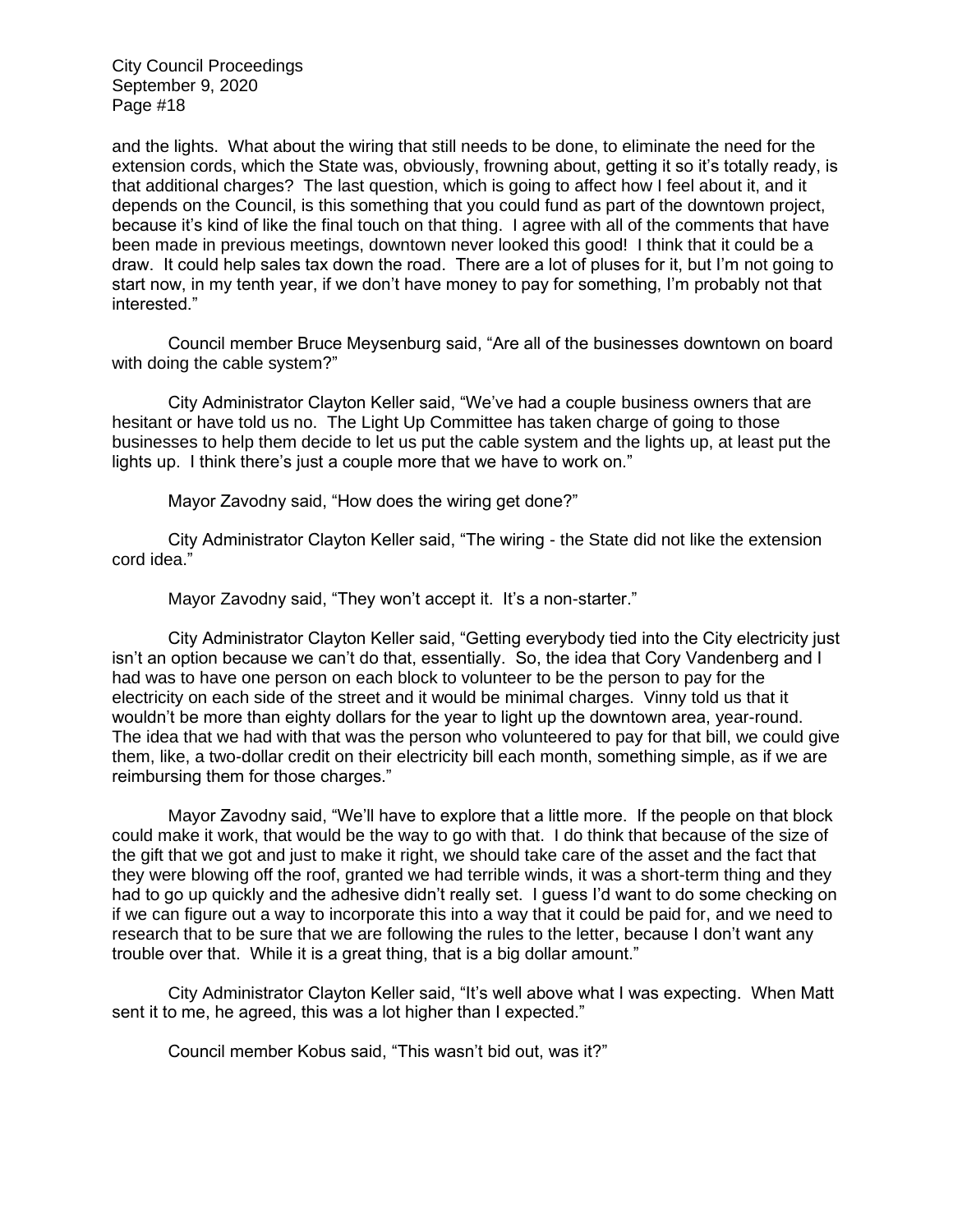and the lights. What about the wiring that still needs to be done, to eliminate the need for the extension cords, which the State was, obviously, frowning about, getting it so it's totally ready, is that additional charges? The last question, which is going to affect how I feel about it, and it depends on the Council, is this something that you could fund as part of the downtown project, because it's kind of like the final touch on that thing. I agree with all of the comments that have been made in previous meetings, downtown never looked this good! I think that it could be a draw. It could help sales tax down the road. There are a lot of pluses for it, but I'm not going to start now, in my tenth year, if we don't have money to pay for something, I'm probably not that interested."

Council member Bruce Meysenburg said, "Are all of the businesses downtown on board with doing the cable system?"

City Administrator Clayton Keller said, "We've had a couple business owners that are hesitant or have told us no. The Light Up Committee has taken charge of going to those businesses to help them decide to let us put the cable system and the lights up, at least put the lights up. I think there's just a couple more that we have to work on."

Mayor Zavodny said, "How does the wiring get done?"

City Administrator Clayton Keller said, "The wiring - the State did not like the extension cord idea."

Mayor Zavodny said, "They won't accept it. It's a non-starter."

City Administrator Clayton Keller said, "Getting everybody tied into the City electricity just isn't an option because we can't do that, essentially. So, the idea that Cory Vandenberg and I had was to have one person on each block to volunteer to be the person to pay for the electricity on each side of the street and it would be minimal charges. Vinny told us that it wouldn't be more than eighty dollars for the year to light up the downtown area, year-round. The idea that we had with that was the person who volunteered to pay for that bill, we could give them, like, a two-dollar credit on their electricity bill each month, something simple, as if we are reimbursing them for those charges."

Mayor Zavodny said, "We'll have to explore that a little more. If the people on that block could make it work, that would be the way to go with that. I do think that because of the size of the gift that we got and just to make it right, we should take care of the asset and the fact that they were blowing off the roof, granted we had terrible winds, it was a short-term thing and they had to go up quickly and the adhesive didn't really set. I guess I'd want to do some checking on if we can figure out a way to incorporate this into a way that it could be paid for, and we need to research that to be sure that we are following the rules to the letter, because I don't want any trouble over that. While it is a great thing, that is a big dollar amount."

City Administrator Clayton Keller said, "It's well above what I was expecting. When Matt sent it to me, he agreed, this was a lot higher than I expected."

Council member Kobus said, "This wasn't bid out, was it?"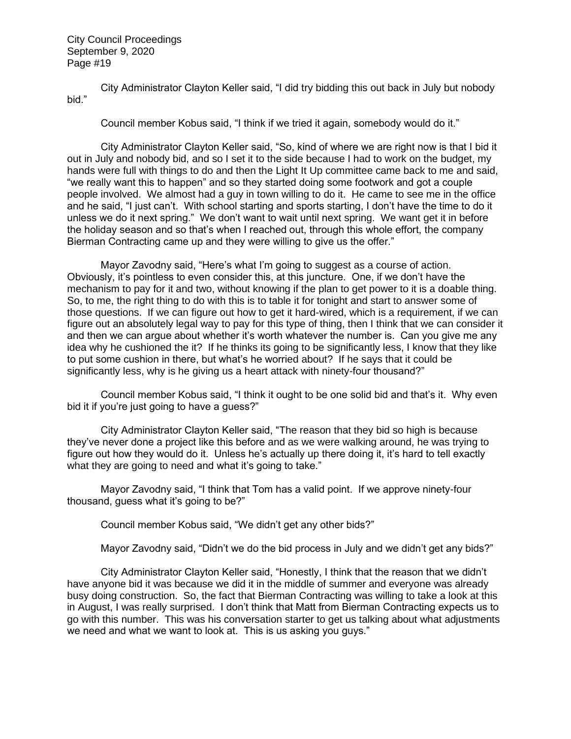City Administrator Clayton Keller said, "I did try bidding this out back in July but nobody bid."

Council member Kobus said, "I think if we tried it again, somebody would do it."

City Administrator Clayton Keller said, "So, kind of where we are right now is that I bid it out in July and nobody bid, and so I set it to the side because I had to work on the budget, my hands were full with things to do and then the Light It Up committee came back to me and said, "we really want this to happen" and so they started doing some footwork and got a couple people involved. We almost had a guy in town willing to do it. He came to see me in the office and he said, "I just can't. With school starting and sports starting, I don't have the time to do it unless we do it next spring." We don't want to wait until next spring. We want get it in before the holiday season and so that's when I reached out, through this whole effort, the company Bierman Contracting came up and they were willing to give us the offer."

Mayor Zavodny said, "Here's what I'm going to suggest as a course of action. Obviously, it's pointless to even consider this, at this juncture. One, if we don't have the mechanism to pay for it and two, without knowing if the plan to get power to it is a doable thing. So, to me, the right thing to do with this is to table it for tonight and start to answer some of those questions. If we can figure out how to get it hard-wired, which is a requirement, if we can figure out an absolutely legal way to pay for this type of thing, then I think that we can consider it and then we can argue about whether it's worth whatever the number is. Can you give me any idea why he cushioned the it? If he thinks its going to be significantly less, I know that they like to put some cushion in there, but what's he worried about? If he says that it could be significantly less, why is he giving us a heart attack with ninety-four thousand?"

Council member Kobus said, "I think it ought to be one solid bid and that's it. Why even bid it if you're just going to have a guess?"

City Administrator Clayton Keller said, "The reason that they bid so high is because they've never done a project like this before and as we were walking around, he was trying to figure out how they would do it. Unless he's actually up there doing it, it's hard to tell exactly what they are going to need and what it's going to take."

Mayor Zavodny said, "I think that Tom has a valid point. If we approve ninety-four thousand, guess what it's going to be?"

Council member Kobus said, "We didn't get any other bids?"

Mayor Zavodny said, "Didn't we do the bid process in July and we didn't get any bids?"

City Administrator Clayton Keller said, "Honestly, I think that the reason that we didn't have anyone bid it was because we did it in the middle of summer and everyone was already busy doing construction. So, the fact that Bierman Contracting was willing to take a look at this in August, I was really surprised. I don't think that Matt from Bierman Contracting expects us to go with this number. This was his conversation starter to get us talking about what adjustments we need and what we want to look at. This is us asking you guys."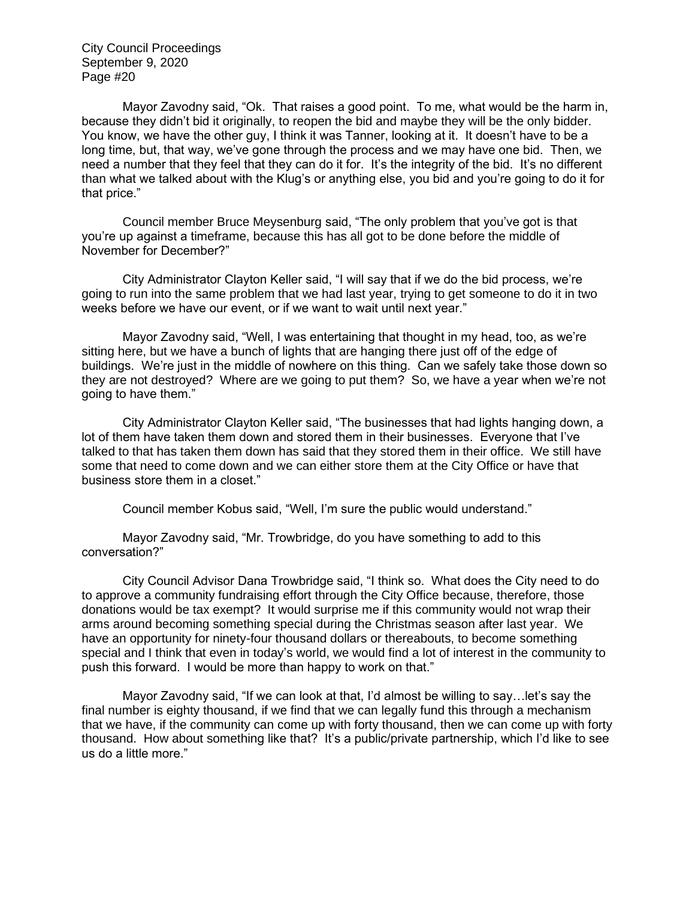Mayor Zavodny said, "Ok. That raises a good point. To me, what would be the harm in, because they didn't bid it originally, to reopen the bid and maybe they will be the only bidder. You know, we have the other guy, I think it was Tanner, looking at it. It doesn't have to be a long time, but, that way, we've gone through the process and we may have one bid. Then, we need a number that they feel that they can do it for. It's the integrity of the bid. It's no different than what we talked about with the Klug's or anything else, you bid and you're going to do it for that price."

Council member Bruce Meysenburg said, "The only problem that you've got is that you're up against a timeframe, because this has all got to be done before the middle of November for December?"

City Administrator Clayton Keller said, "I will say that if we do the bid process, we're going to run into the same problem that we had last year, trying to get someone to do it in two weeks before we have our event, or if we want to wait until next year."

Mayor Zavodny said, "Well, I was entertaining that thought in my head, too, as we're sitting here, but we have a bunch of lights that are hanging there just off of the edge of buildings. We're just in the middle of nowhere on this thing. Can we safely take those down so they are not destroyed? Where are we going to put them? So, we have a year when we're not going to have them."

City Administrator Clayton Keller said, "The businesses that had lights hanging down, a lot of them have taken them down and stored them in their businesses. Everyone that I've talked to that has taken them down has said that they stored them in their office. We still have some that need to come down and we can either store them at the City Office or have that business store them in a closet."

Council member Kobus said, "Well, I'm sure the public would understand."

Mayor Zavodny said, "Mr. Trowbridge, do you have something to add to this conversation?"

City Council Advisor Dana Trowbridge said, "I think so. What does the City need to do to approve a community fundraising effort through the City Office because, therefore, those donations would be tax exempt? It would surprise me if this community would not wrap their arms around becoming something special during the Christmas season after last year. We have an opportunity for ninety-four thousand dollars or thereabouts, to become something special and I think that even in today's world, we would find a lot of interest in the community to push this forward. I would be more than happy to work on that."

Mayor Zavodny said, "If we can look at that, I'd almost be willing to say…let's say the final number is eighty thousand, if we find that we can legally fund this through a mechanism that we have, if the community can come up with forty thousand, then we can come up with forty thousand. How about something like that? It's a public/private partnership, which I'd like to see us do a little more."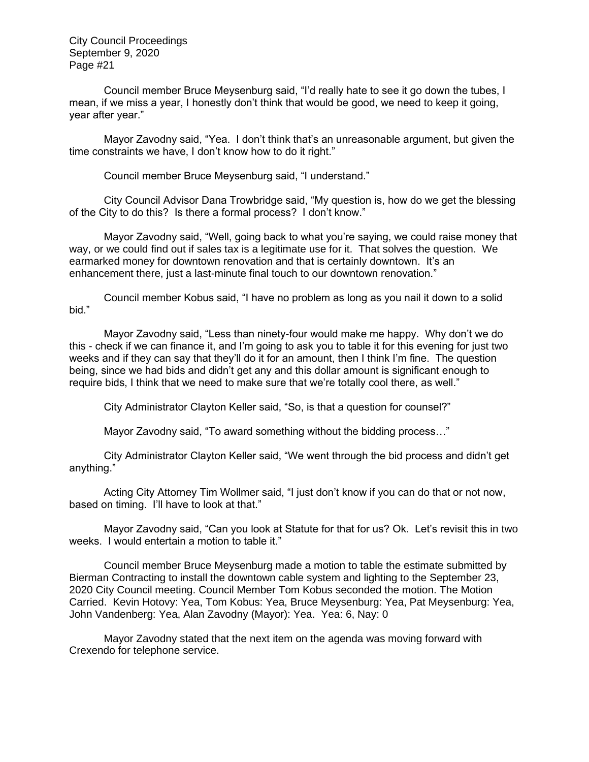Council member Bruce Meysenburg said, "I'd really hate to see it go down the tubes, I mean, if we miss a year, I honestly don't think that would be good, we need to keep it going, year after year."

Mayor Zavodny said, "Yea. I don't think that's an unreasonable argument, but given the time constraints we have, I don't know how to do it right."

Council member Bruce Meysenburg said, "I understand."

City Council Advisor Dana Trowbridge said, "My question is, how do we get the blessing of the City to do this? Is there a formal process? I don't know."

Mayor Zavodny said, "Well, going back to what you're saying, we could raise money that way, or we could find out if sales tax is a legitimate use for it. That solves the question. We earmarked money for downtown renovation and that is certainly downtown. It's an enhancement there, just a last-minute final touch to our downtown renovation."

Council member Kobus said, "I have no problem as long as you nail it down to a solid bid."

Mayor Zavodny said, "Less than ninety-four would make me happy. Why don't we do this - check if we can finance it, and I'm going to ask you to table it for this evening for just two weeks and if they can say that they'll do it for an amount, then I think I'm fine. The question being, since we had bids and didn't get any and this dollar amount is significant enough to require bids, I think that we need to make sure that we're totally cool there, as well."

City Administrator Clayton Keller said, "So, is that a question for counsel?"

Mayor Zavodny said, "To award something without the bidding process…"

City Administrator Clayton Keller said, "We went through the bid process and didn't get anything."

Acting City Attorney Tim Wollmer said, "I just don't know if you can do that or not now, based on timing. I'll have to look at that."

Mayor Zavodny said, "Can you look at Statute for that for us? Ok. Let's revisit this in two weeks. I would entertain a motion to table it."

Council member Bruce Meysenburg made a motion to table the estimate submitted by Bierman Contracting to install the downtown cable system and lighting to the September 23, 2020 City Council meeting. Council Member Tom Kobus seconded the motion. The Motion Carried. Kevin Hotovy: Yea, Tom Kobus: Yea, Bruce Meysenburg: Yea, Pat Meysenburg: Yea, John Vandenberg: Yea, Alan Zavodny (Mayor): Yea. Yea: 6, Nay: 0

Mayor Zavodny stated that the next item on the agenda was moving forward with Crexendo for telephone service.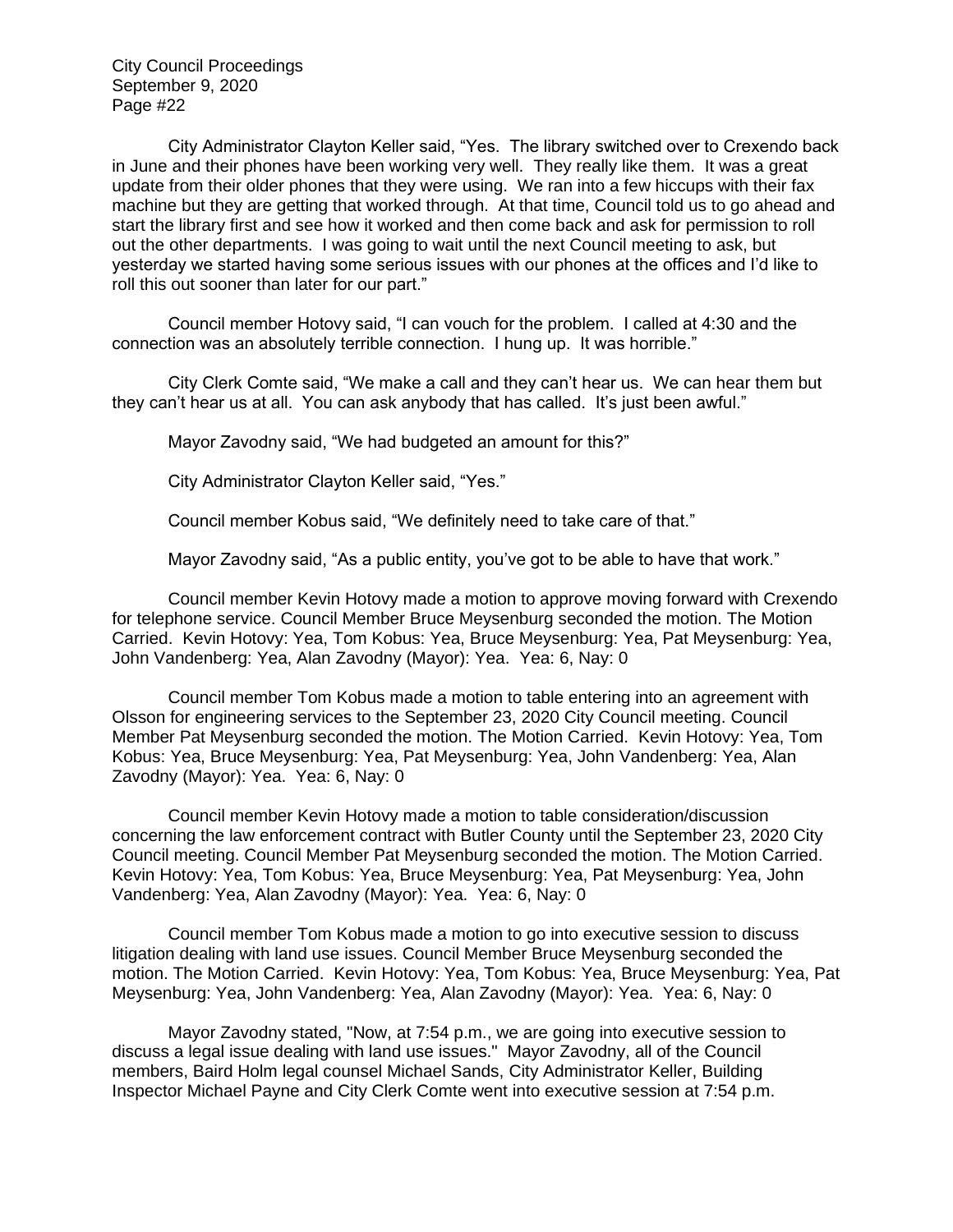City Administrator Clayton Keller said, "Yes. The library switched over to Crexendo back in June and their phones have been working very well. They really like them. It was a great update from their older phones that they were using. We ran into a few hiccups with their fax machine but they are getting that worked through. At that time, Council told us to go ahead and start the library first and see how it worked and then come back and ask for permission to roll out the other departments. I was going to wait until the next Council meeting to ask, but yesterday we started having some serious issues with our phones at the offices and I'd like to roll this out sooner than later for our part."

Council member Hotovy said, "I can vouch for the problem. I called at 4:30 and the connection was an absolutely terrible connection. I hung up. It was horrible."

City Clerk Comte said, "We make a call and they can't hear us. We can hear them but they can't hear us at all. You can ask anybody that has called. It's just been awful."

Mayor Zavodny said, "We had budgeted an amount for this?"

City Administrator Clayton Keller said, "Yes."

Council member Kobus said, "We definitely need to take care of that."

Mayor Zavodny said, "As a public entity, you've got to be able to have that work."

Council member Kevin Hotovy made a motion to approve moving forward with Crexendo for telephone service. Council Member Bruce Meysenburg seconded the motion. The Motion Carried. Kevin Hotovy: Yea, Tom Kobus: Yea, Bruce Meysenburg: Yea, Pat Meysenburg: Yea, John Vandenberg: Yea, Alan Zavodny (Mayor): Yea. Yea: 6, Nay: 0

Council member Tom Kobus made a motion to table entering into an agreement with Olsson for engineering services to the September 23, 2020 City Council meeting. Council Member Pat Meysenburg seconded the motion. The Motion Carried. Kevin Hotovy: Yea, Tom Kobus: Yea, Bruce Meysenburg: Yea, Pat Meysenburg: Yea, John Vandenberg: Yea, Alan Zavodny (Mayor): Yea. Yea: 6, Nay: 0

Council member Kevin Hotovy made a motion to table consideration/discussion concerning the law enforcement contract with Butler County until the September 23, 2020 City Council meeting. Council Member Pat Meysenburg seconded the motion. The Motion Carried. Kevin Hotovy: Yea, Tom Kobus: Yea, Bruce Meysenburg: Yea, Pat Meysenburg: Yea, John Vandenberg: Yea, Alan Zavodny (Mayor): Yea. Yea: 6, Nay: 0

Council member Tom Kobus made a motion to go into executive session to discuss litigation dealing with land use issues. Council Member Bruce Meysenburg seconded the motion. The Motion Carried. Kevin Hotovy: Yea, Tom Kobus: Yea, Bruce Meysenburg: Yea, Pat Meysenburg: Yea, John Vandenberg: Yea, Alan Zavodny (Mayor): Yea. Yea: 6, Nay: 0

Mayor Zavodny stated, "Now, at 7:54 p.m., we are going into executive session to discuss a legal issue dealing with land use issues." Mayor Zavodny, all of the Council members, Baird Holm legal counsel Michael Sands, City Administrator Keller, Building Inspector Michael Payne and City Clerk Comte went into executive session at 7:54 p.m.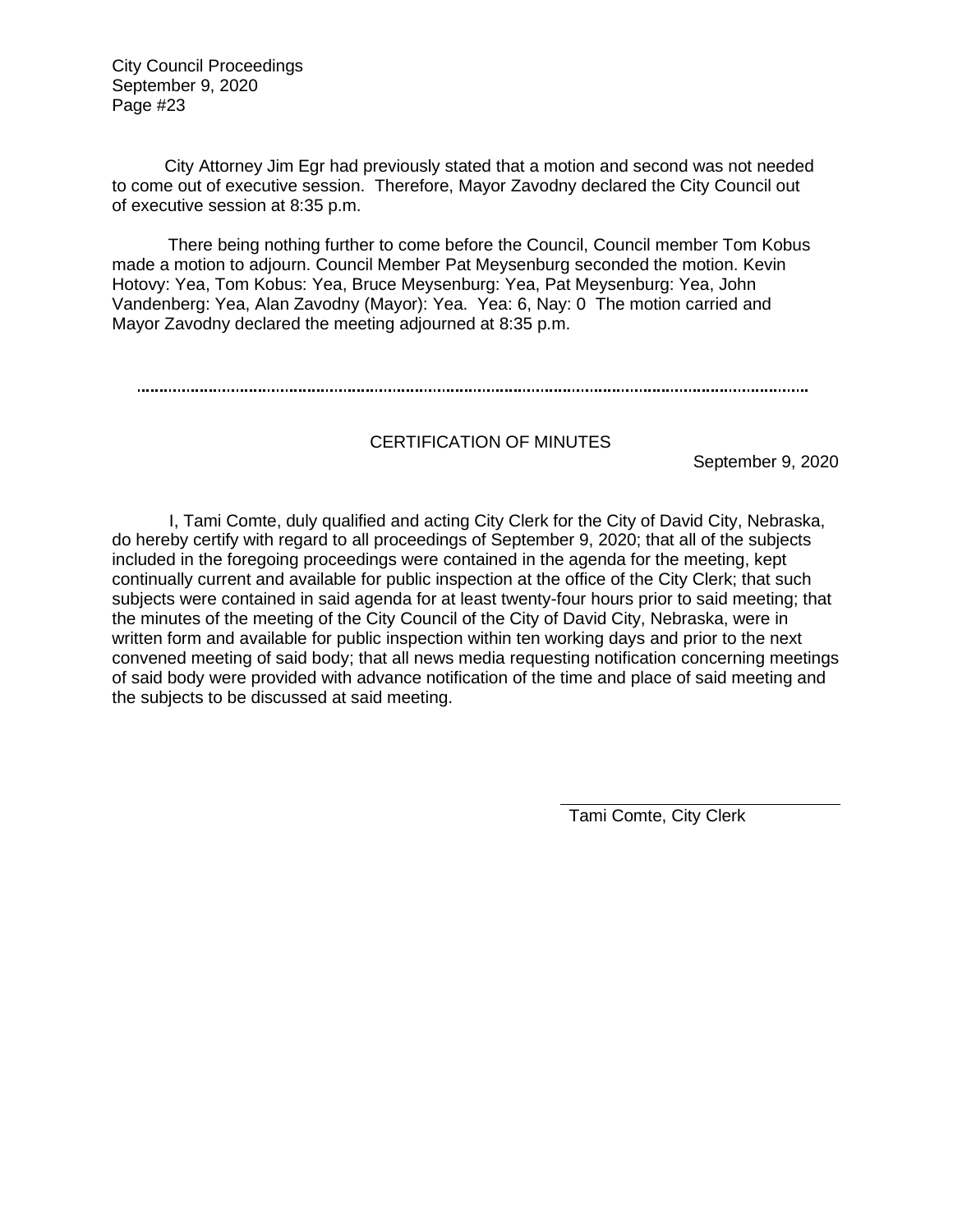City Attorney Jim Egr had previously stated that a motion and second was not needed to come out of executive session. Therefore, Mayor Zavodny declared the City Council out of executive session at 8:35 p.m.

There being nothing further to come before the Council, Council member Tom Kobus made a motion to adjourn. Council Member Pat Meysenburg seconded the motion. Kevin Hotovy: Yea, Tom Kobus: Yea, Bruce Meysenburg: Yea, Pat Meysenburg: Yea, John Vandenberg: Yea, Alan Zavodny (Mayor): Yea. Yea: 6, Nay: 0 The motion carried and Mayor Zavodny declared the meeting adjourned at 8:35 p.m.

---

## CERTIFICATION OF MINUTES

September 9, 2020

I, Tami Comte, duly qualified and acting City Clerk for the City of David City, Nebraska, do hereby certify with regard to all proceedings of September 9, 2020; that all of the subjects included in the foregoing proceedings were contained in the agenda for the meeting, kept continually current and available for public inspection at the office of the City Clerk; that such subjects were contained in said agenda for at least twenty-four hours prior to said meeting; that the minutes of the meeting of the City Council of the City of David City, Nebraska, were in written form and available for public inspection within ten working days and prior to the next convened meeting of said body; that all news media requesting notification concerning meetings of said body were provided with advance notification of the time and place of said meeting and the subjects to be discussed at said meeting.

Tami Comte, City Clerk